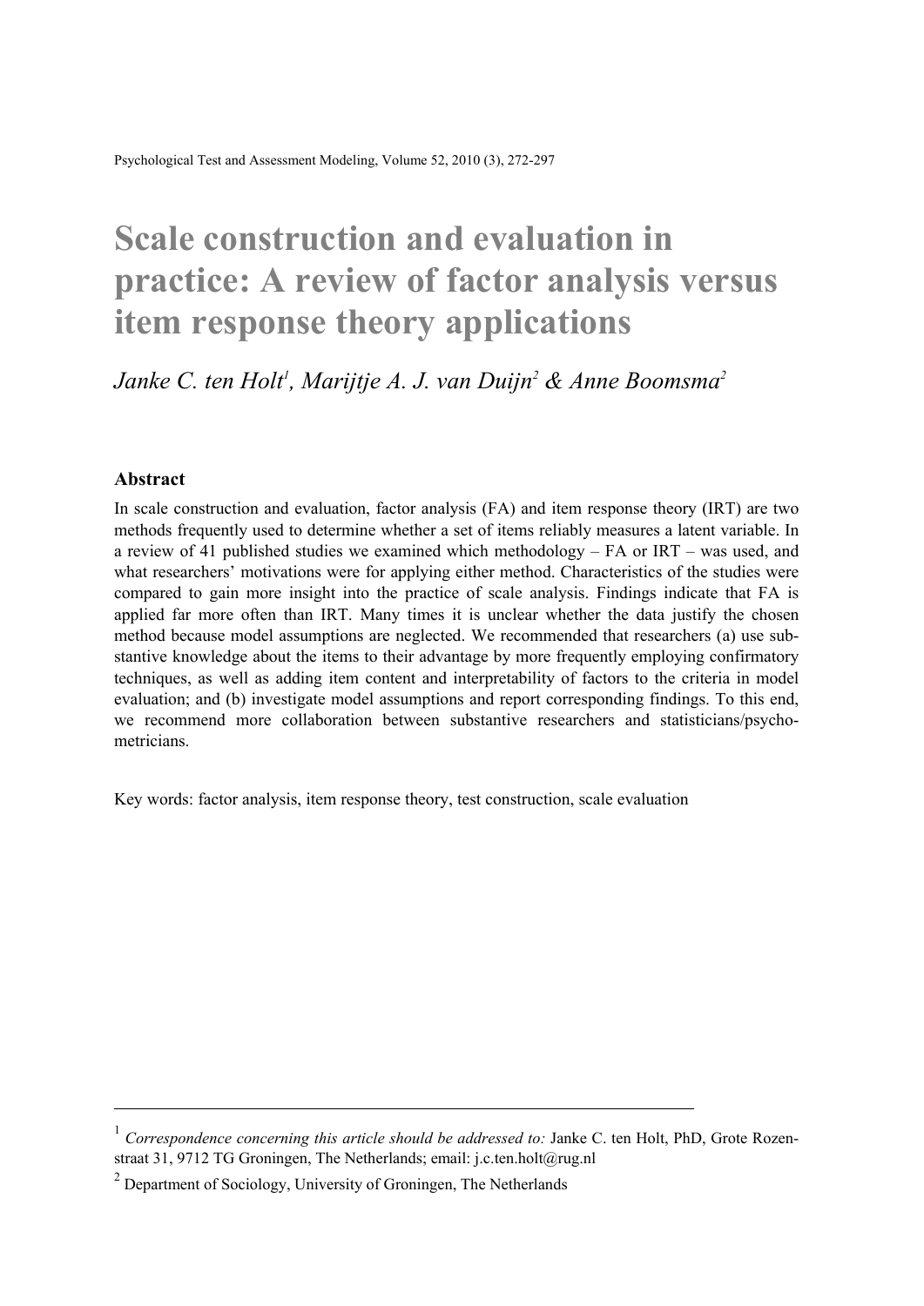# Scale construction and evaluation in practice: A review of factor analysis versus item response theory applications

*Janke C. ten Holt*[1]*, Marijtje A. J. van Duijn*[2] *& Anne Boomsma*[2]

## Abstract

In scale construction and evaluation, factor analysis (FA) and item response theory (IRT) are two methods frequently used to determine whether a set of items reliably measures a latent variable. In a review of 41 published studies we examined which methodology – FA or IRT – was used, and what researchers' motivations were for applying either method. Characteristics of the studies were compared to gain more insight into the practice of scale analysis. Findings indicate that FA is applied far more often than IRT. Many times it is unclear whether the data justify the chosen method because model assumptions are neglected. We recommended that researchers (a) use substantive knowledge about the items to their advantage by more frequently employing confirmatory techniques, as well as adding item content and interpretability of factors to the criteria in model evaluation; and (b) investigate model assumptions and report corresponding findings. To this end, we recommend more collaboration between substantive researchers and statisticians/psychometricians.

Key words: factor analysis, item response theory, test construction, scale evaluation

---

[1] *Correspondence concerning this article should be addressed to:* Janke C. ten Holt, PhD, Grote Rozenstraat 31, 9712 TG Groningen, The Netherlands; email: j.c.ten.holt@rug.nl

[2] Department of Sociology, University of Groningen, The Netherlands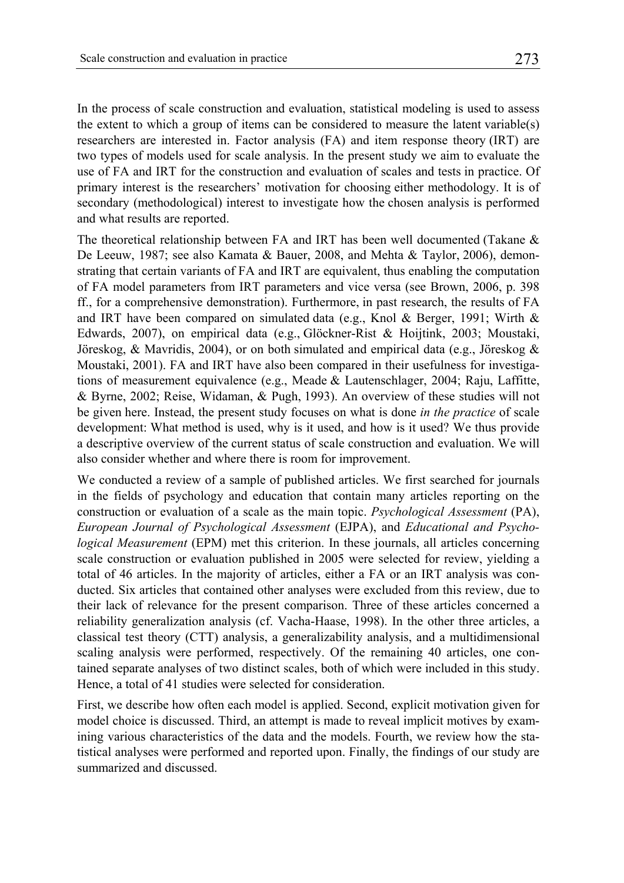In the process of scale construction and evaluation, statistical modeling is used to assess the extent to which a group of items can be considered to measure the latent variable(s) researchers are interested in. Factor analysis (FA) and item response theory (IRT) are two types of models used for scale analysis. In the present study we aim to evaluate the use of FA and IRT for the construction and evaluation of scales and tests in practice. Of primary interest is the researchers' motivation for choosing either methodology. It is of secondary (methodological) interest to investigate how the chosen analysis is performed and what results are reported.

The theoretical relationship between FA and IRT has been well documented (Takane & De Leeuw, 1987; see also Kamata & Bauer, 2008, and Mehta & Taylor, 2006), demonstrating that certain variants of FA and IRT are equivalent, thus enabling the computation of FA model parameters from IRT parameters and vice versa (see Brown, 2006, p. 398 ff., for a comprehensive demonstration). Furthermore, in past research, the results of FA and IRT have been compared on simulated data (e.g., Knol & Berger, 1991; Wirth & Edwards, 2007), on empirical data (e.g., Glöckner-Rist & Hoijtink, 2003; Moustaki, Jöreskog, & Mavridis, 2004), or on both simulated and empirical data (e.g., Jöreskog & Moustaki, 2001). FA and IRT have also been compared in their usefulness for investigations of measurement equivalence (e.g., Meade & Lautenschlager, 2004; Raju, Laffitte, & Byrne, 2002; Reise, Widaman, & Pugh, 1993). An overview of these studies will not be given here. Instead, the present study focuses on what is done *in the practice* of scale development: What method is used, why is it used, and how is it used? We thus provide a descriptive overview of the current status of scale construction and evaluation. We will also consider whether and where there is room for improvement.

We conducted a review of a sample of published articles. We first searched for journals in the fields of psychology and education that contain many articles reporting on the construction or evaluation of a scale as the main topic. *Psychological Assessment* (PA), *European Journal of Psychological Assessment* (EJPA), and *Educational and Psychological Measurement* (EPM) met this criterion. In these journals, all articles concerning scale construction or evaluation published in 2005 were selected for review, yielding a total of 46 articles. In the majority of articles, either a FA or an IRT analysis was conducted. Six articles that contained other analyses were excluded from this review, due to their lack of relevance for the present comparison. Three of these articles concerned a reliability generalization analysis (cf. Vacha-Haase, 1998). In the other three articles, a classical test theory (CTT) analysis, a generalizability analysis, and a multidimensional scaling analysis were performed, respectively. Of the remaining 40 articles, one contained separate analyses of two distinct scales, both of which were included in this study. Hence, a total of 41 studies were selected for consideration.

First, we describe how often each model is applied. Second, explicit motivation given for model choice is discussed. Third, an attempt is made to reveal implicit motives by examining various characteristics of the data and the models. Fourth, we review how the statistical analyses were performed and reported upon. Finally, the findings of our study are summarized and discussed.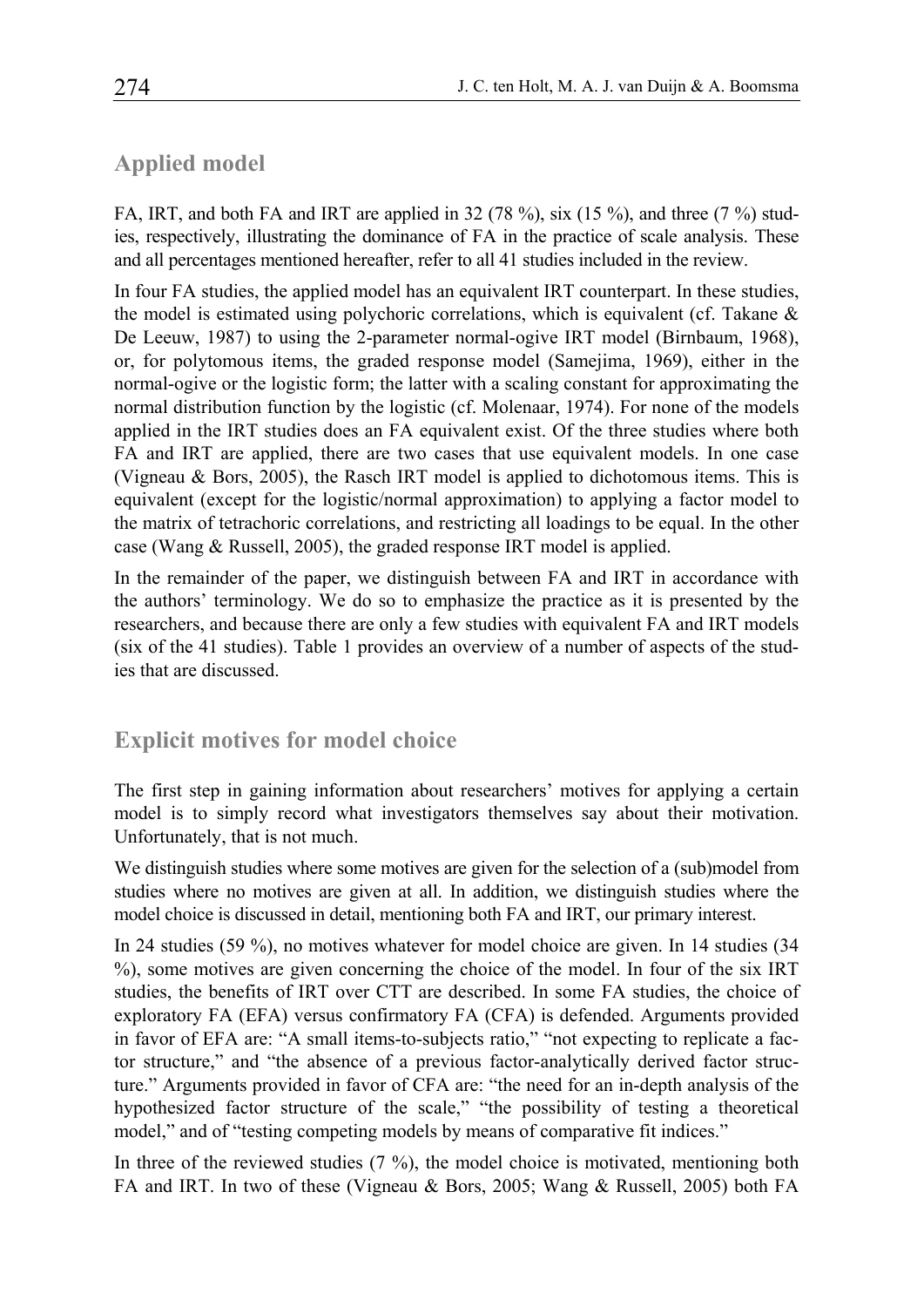## Applied model

FA, IRT, and both FA and IRT are applied in 32 (78 %), six (15 %), and three (7 %) studies, respectively, illustrating the dominance of FA in the practice of scale analysis. These and all percentages mentioned hereafter, refer to all 41 studies included in the review.

In four FA studies, the applied model has an equivalent IRT counterpart. In these studies, the model is estimated using polychoric correlations, which is equivalent (cf. Takane & De Leeuw, 1987) to using the 2-parameter normal-ogive IRT model (Birnbaum, 1968), or, for polytomous items, the graded response model (Samejima, 1969), either in the normal-ogive or the logistic form; the latter with a scaling constant for approximating the normal distribution function by the logistic (cf. Molenaar, 1974). For none of the models applied in the IRT studies does an FA equivalent exist. Of the three studies where both FA and IRT are applied, there are two cases that use equivalent models. In one case (Vigneau & Bors, 2005), the Rasch IRT model is applied to dichotomous items. This is equivalent (except for the logistic/normal approximation) to applying a factor model to the matrix of tetrachoric correlations, and restricting all loadings to be equal. In the other case (Wang & Russell, 2005), the graded response IRT model is applied.

In the remainder of the paper, we distinguish between FA and IRT in accordance with the authors' terminology. We do so to emphasize the practice as it is presented by the researchers, and because there are only a few studies with equivalent FA and IRT models (six of the 41 studies). Table 1 provides an overview of a number of aspects of the studies that are discussed.

## Explicit motives for model choice

The first step in gaining information about researchers' motives for applying a certain model is to simply record what investigators themselves say about their motivation. Unfortunately, that is not much.

We distinguish studies where some motives are given for the selection of a (sub)model from studies where no motives are given at all. In addition, we distinguish studies where the model choice is discussed in detail, mentioning both FA and IRT, our primary interest.

In 24 studies (59 %), no motives whatever for model choice are given. In 14 studies (34 %), some motives are given concerning the choice of the model. In four of the six IRT studies, the benefits of IRT over CTT are described. In some FA studies, the choice of exploratory FA (EFA) versus confirmatory FA (CFA) is defended. Arguments provided in favor of EFA are: "A small items-to-subjects ratio," "not expecting to replicate a factor structure," and "the absence of a previous factor-analytically derived factor structure." Arguments provided in favor of CFA are: "the need for an in-depth analysis of the hypothesized factor structure of the scale," "the possibility of testing a theoretical model," and of "testing competing models by means of comparative fit indices."

In three of the reviewed studies (7 %), the model choice is motivated, mentioning both FA and IRT. In two of these (Vigneau & Bors, 2005; Wang & Russell, 2005) both FA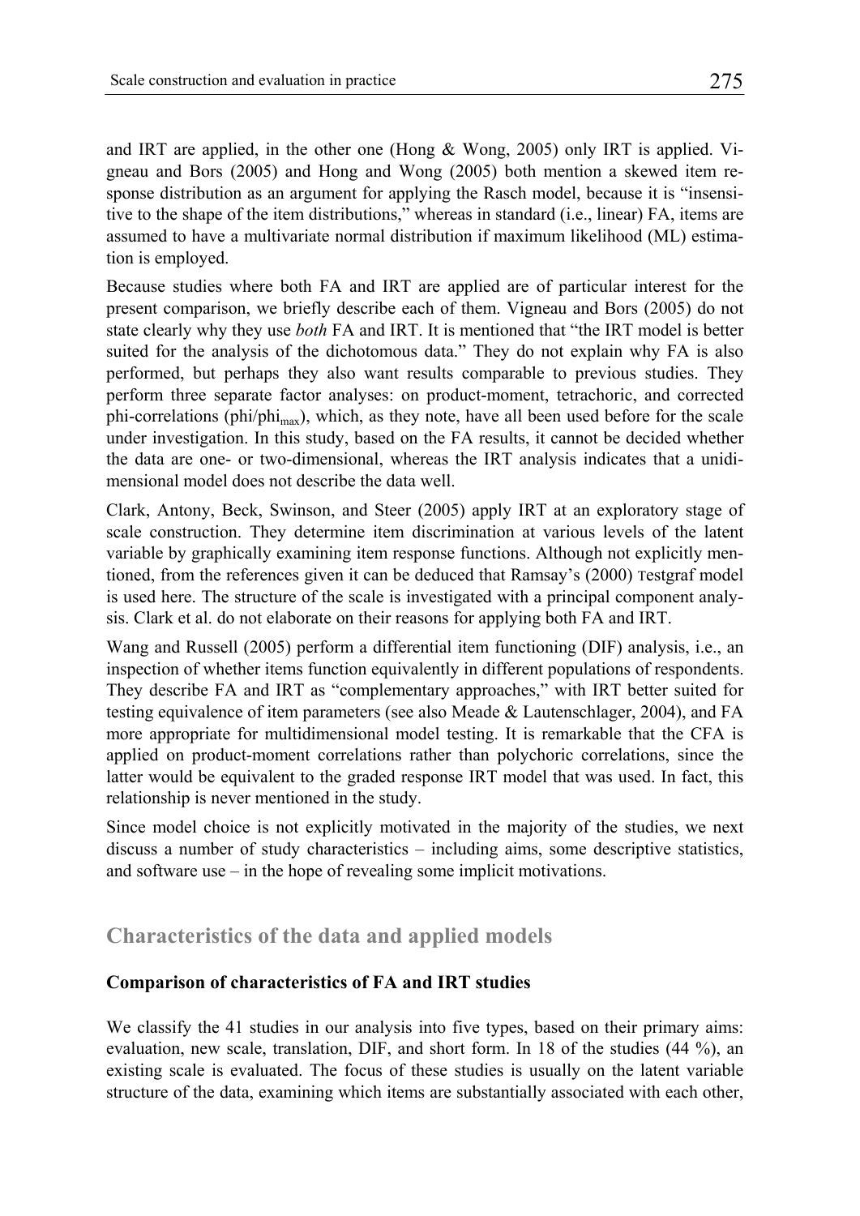and IRT are applied, in the other one (Hong & Wong, 2005) only IRT is applied. Vigneau and Bors (2005) and Hong and Wong (2005) both mention a skewed item response distribution as an argument for applying the Rasch model, because it is "insensitive to the shape of the item distributions," whereas in standard (i.e., linear) FA, items are assumed to have a multivariate normal distribution if maximum likelihood (ML) estimation is employed.

Because studies where both FA and IRT are applied are of particular interest for the present comparison, we briefly describe each of them. Vigneau and Bors (2005) do not state clearly why they use *both* FA and IRT. It is mentioned that "the IRT model is better suited for the analysis of the dichotomous data." They do not explain why FA is also performed, but perhaps they also want results comparable to previous studies. They perform three separate factor analyses: on product-moment, tetrachoric, and corrected phi-correlations ($phi/phi_{max}$), which, as they note, have all been used before for the scale under investigation. In this study, based on the FA results, it cannot be decided whether the data are one- or two-dimensional, whereas the IRT analysis indicates that a unidimensional model does not describe the data well.

Clark, Antony, Beck, Swinson, and Steer (2005) apply IRT at an exploratory stage of scale construction. They determine item discrimination at various levels of the latent variable by graphically examining item response functions. Although not explicitly mentioned, from the references given it can be deduced that Ramsay's (2000) Testgraf model is used here. The structure of the scale is investigated with a principal component analysis. Clark et al. do not elaborate on their reasons for applying both FA and IRT.

Wang and Russell (2005) perform a differential item functioning (DIF) analysis, i.e., an inspection of whether items function equivalently in different populations of respondents. They describe FA and IRT as "complementary approaches," with IRT better suited for testing equivalence of item parameters (see also Meade & Lautenschlager, 2004), and FA more appropriate for multidimensional model testing. It is remarkable that the CFA is applied on product-moment correlations rather than polychoric correlations, since the latter would be equivalent to the graded response IRT model that was used. In fact, this relationship is never mentioned in the study.

Since model choice is not explicitly motivated in the majority of the studies, we next discuss a number of study characteristics – including aims, some descriptive statistics, and software use – in the hope of revealing some implicit motivations.

## Characteristics of the data and applied models

### Comparison of characteristics of FA and IRT studies

We classify the 41 studies in our analysis into five types, based on their primary aims: evaluation, new scale, translation, DIF, and short form. In 18 of the studies (44 %), an existing scale is evaluated. The focus of these studies is usually on the latent variable structure of the data, examining which items are substantially associated with each other,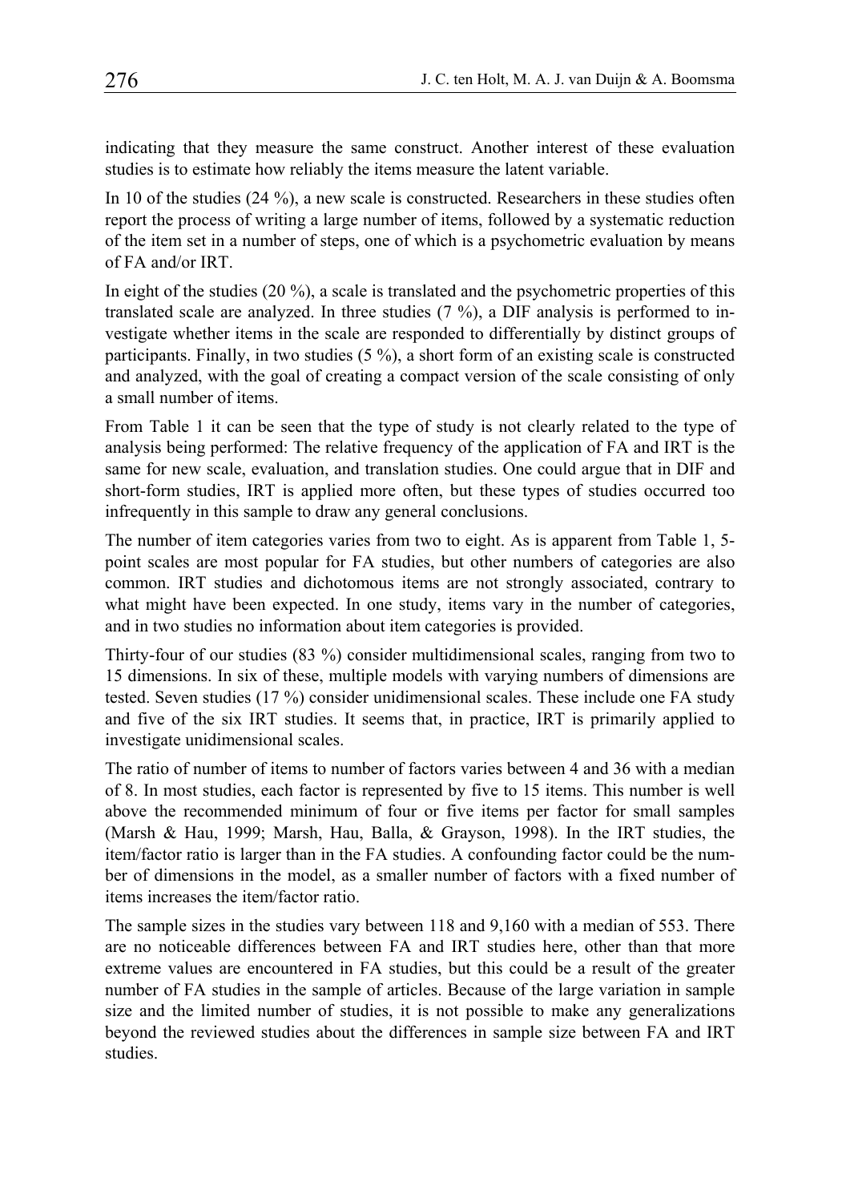indicating that they measure the same construct. Another interest of these evaluation studies is to estimate how reliably the items measure the latent variable.

In 10 of the studies (24 %), a new scale is constructed. Researchers in these studies often report the process of writing a large number of items, followed by a systematic reduction of the item set in a number of steps, one of which is a psychometric evaluation by means of FA and/or IRT.

In eight of the studies (20 %), a scale is translated and the psychometric properties of this translated scale are analyzed. In three studies (7 %), a DIF analysis is performed to investigate whether items in the scale are responded to differentially by distinct groups of participants. Finally, in two studies (5 %), a short form of an existing scale is constructed and analyzed, with the goal of creating a compact version of the scale consisting of only a small number of items.

From Table 1 it can be seen that the type of study is not clearly related to the type of analysis being performed: The relative frequency of the application of FA and IRT is the same for new scale, evaluation, and translation studies. One could argue that in DIF and short-form studies, IRT is applied more often, but these types of studies occurred too infrequently in this sample to draw any general conclusions.

The number of item categories varies from two to eight. As is apparent from Table 1, 5-point scales are most popular for FA studies, but other numbers of categories are also common. IRT studies and dichotomous items are not strongly associated, contrary to what might have been expected. In one study, items vary in the number of categories, and in two studies no information about item categories is provided.

Thirty-four of our studies (83 %) consider multidimensional scales, ranging from two to 15 dimensions. In six of these, multiple models with varying numbers of dimensions are tested. Seven studies (17 %) consider unidimensional scales. These include one FA study and five of the six IRT studies. It seems that, in practice, IRT is primarily applied to investigate unidimensional scales.

The ratio of number of items to number of factors varies between 4 and 36 with a median of 8. In most studies, each factor is represented by five to 15 items. This number is well above the recommended minimum of four or five items per factor for small samples (Marsh & Hau, 1999; Marsh, Hau, Balla, & Grayson, 1998). In the IRT studies, the item/factor ratio is larger than in the FA studies. A confounding factor could be the number of dimensions in the model, as a smaller number of factors with a fixed number of items increases the item/factor ratio.

The sample sizes in the studies vary between 118 and 9,160 with a median of 553. There are no noticeable differences between FA and IRT studies here, other than that more extreme values are encountered in FA studies, but this could be a result of the greater number of FA studies in the sample of articles. Because of the large variation in sample size and the limited number of studies, it is not possible to make any generalizations beyond the reviewed studies about the differences in sample size between FA and IRT studies.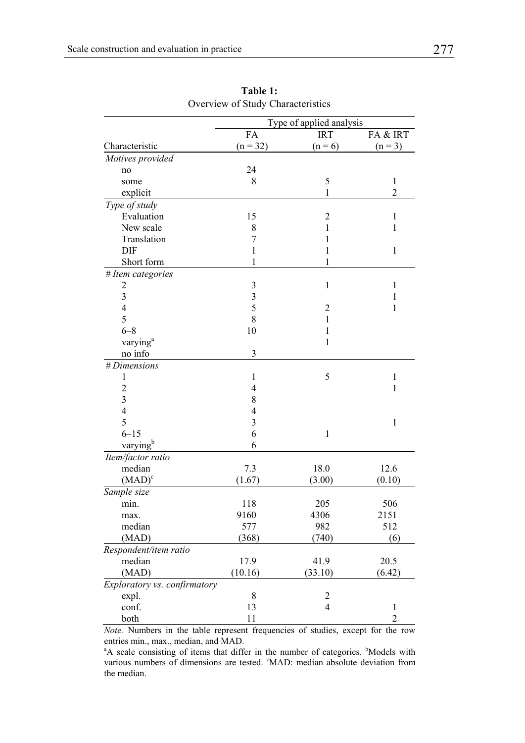**Table 1:**
Overview of Study Characteristics

| | Type of applied analysis | | |
|---|---|---|---|
| | FA | IRT | FA & IRT |
| Characteristic | (n = 32) | (n = 6) | (n = 3) |
| *Motives provided* | | | |
| no | 24 | | |
| some | 8 | 5 | 1 |
| explicit | | 1 | 2 |
| *Type of study* | | | |
| Evaluation | 15 | 2 | 1 |
| New scale | 8 | 1 | 1 |
| Translation | 7 | 1 | |
| DIF | 1 | 1 | 1 |
| Short form | 1 | 1 | |
| *# Item categories* | | | |
| 2 | 3 | 1 | 1 |
| 3 | 3 | | 1 |
| 4 | 5 | 2 | 1 |
| 5 | 8 | 1 | |
| 6–8 | 10 | 1 | |
| varying[a] | | 1 | |
| no info | 3 | | |
| *# Dimensions* | | | |
| 1 | 1 | 5 | 1 |
| 2 | 4 | | 1 |
| 3 | 8 | | |
| 4 | 4 | | |
| 5 | 3 | | 1 |
| 6–15 | 6 | 1 | |
| varying[b] | 6 | | |
| *Item/factor ratio* | | | |
| median | 7.3 | 18.0 | 12.6 |
| (MAD)[c] | (1.67) | (3.00) | (0.10) |
| *Sample size* | | | |
| min. | 118 | 205 | 506 |
| max. | 9160 | 4306 | 2151 |
| median | 577 | 982 | 512 |
| (MAD) | (368) | (740) | (6) |
| *Respondent/item ratio* | | | |
| median | 17.9 | 41.9 | 20.5 |
| (MAD) | (10.16) | (33.10) | (6.42) |
| *Exploratory vs. confirmatory* | | | |
| expl. | 8 | 2 | |
| conf. | 13 | 4 | 1 |
| both | 11 | | 2 |

*Note.* Numbers in the table represent frequencies of studies, except for the row entries min., max., median, and MAD.

[a]A scale consisting of items that differ in the number of categories. [b]Models with various numbers of dimensions are tested. [c]MAD: median absolute deviation from the median.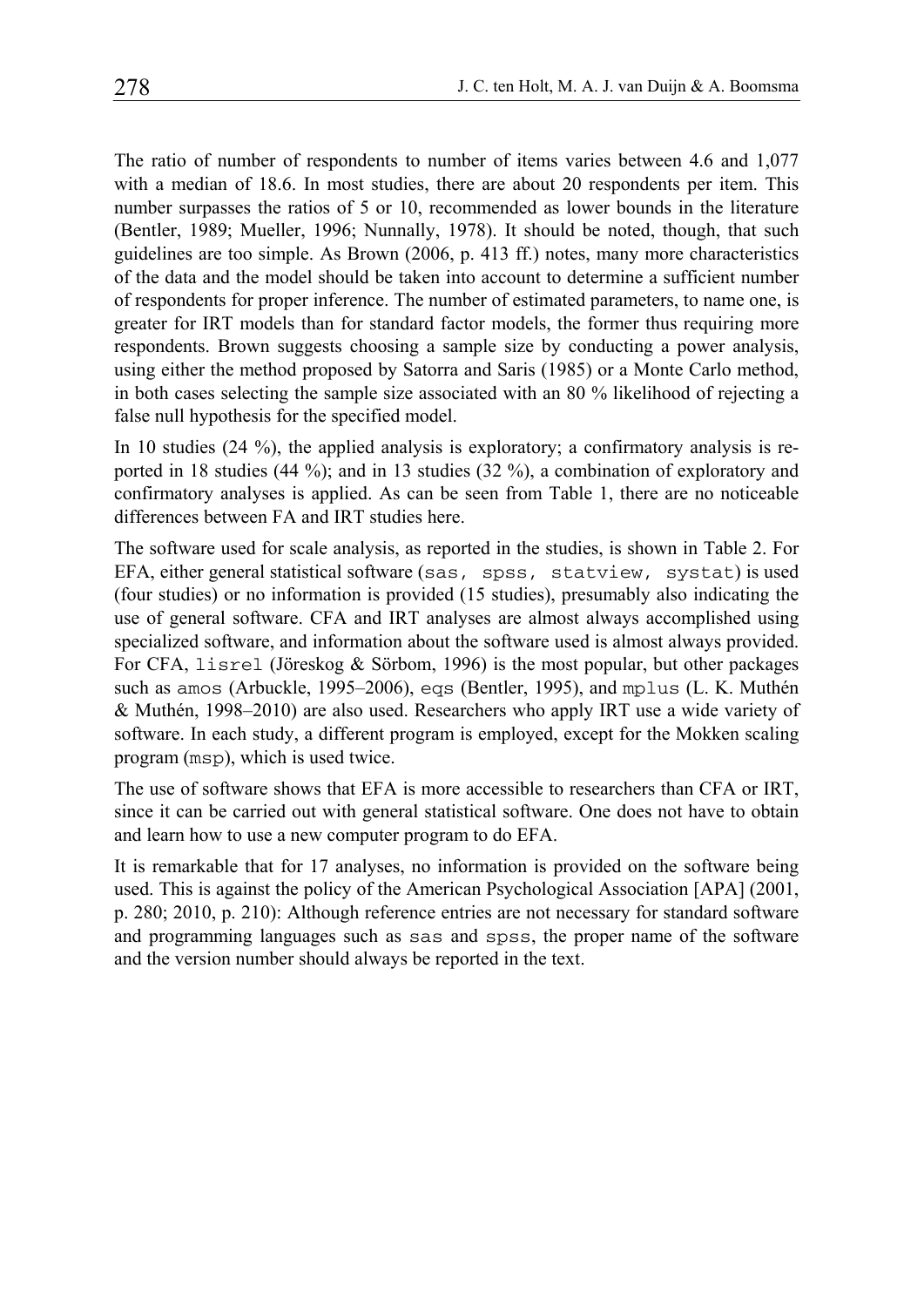The ratio of number of respondents to number of items varies between 4.6 and 1,077 with a median of 18.6. In most studies, there are about 20 respondents per item. This number surpasses the ratios of 5 or 10, recommended as lower bounds in the literature (Bentler, 1989; Mueller, 1996; Nunnally, 1978). It should be noted, though, that such guidelines are too simple. As Brown (2006, p. 413 ff.) notes, many more characteristics of the data and the model should be taken into account to determine a sufficient number of respondents for proper inference. The number of estimated parameters, to name one, is greater for IRT models than for standard factor models, the former thus requiring more respondents. Brown suggests choosing a sample size by conducting a power analysis, using either the method proposed by Satorra and Saris (1985) or a Monte Carlo method, in both cases selecting the sample size associated with an 80 % likelihood of rejecting a false null hypothesis for the specified model.

In 10 studies (24 %), the applied analysis is exploratory; a confirmatory analysis is reported in 18 studies (44 %); and in 13 studies (32 %), a combination of exploratory and confirmatory analyses is applied. As can be seen from Table 1, there are no noticeable differences between FA and IRT studies here.

The software used for scale analysis, as reported in the studies, is shown in Table 2. For EFA, either general statistical software (`sas, spss, statview, systat`) is used (four studies) or no information is provided (15 studies), presumably also indicating the use of general software. CFA and IRT analyses are almost always accomplished using specialized software, and information about the software used is almost always provided. For CFA, `lisrel` (Jöreskog & Sörbom, 1996) is the most popular, but other packages such as `amos` (Arbuckle, 1995–2006), `eqs` (Bentler, 1995), and `mplus` (L. K. Muthén & Muthén, 1998–2010) are also used. Researchers who apply IRT use a wide variety of software. In each study, a different program is employed, except for the Mokken scaling program (`msp`), which is used twice.

The use of software shows that EFA is more accessible to researchers than CFA or IRT, since it can be carried out with general statistical software. One does not have to obtain and learn how to use a new computer program to do EFA.

It is remarkable that for 17 analyses, no information is provided on the software being used. This is against the policy of the American Psychological Association [APA] (2001, p. 280; 2010, p. 210): Although reference entries are not necessary for standard software and programming languages such as `sas` and `spss`, the proper name of the software and the version number should always be reported in the text.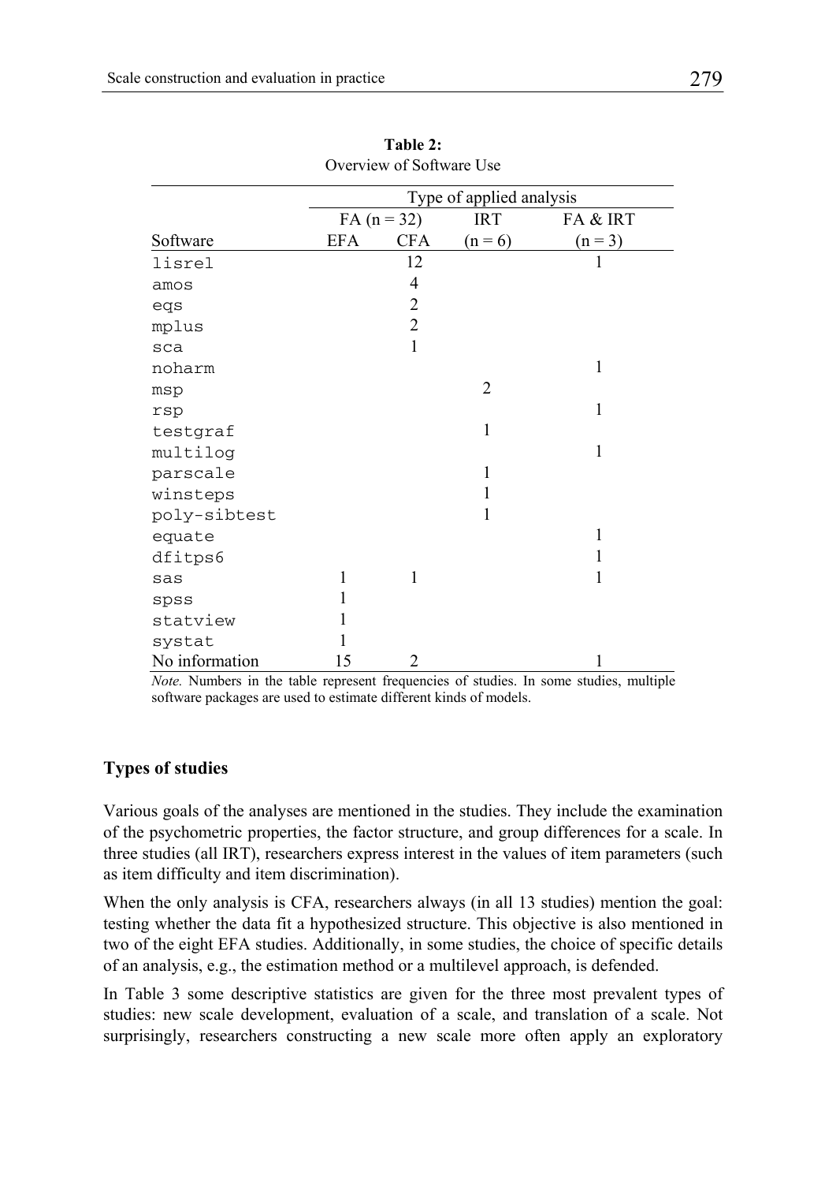**Table 2:**
Overview of Software Use

| | Type of applied analysis | | | |
|---|---|---|---|---|
| | FA (n = 32) | | IRT | FA & IRT |
| Software | EFA | CFA | (n = 6) | (n = 3) |
| lisrel | | 12 | | 1 |
| amos | | 4 | | |
| eqs | | 2 | | |
| mplus | | 2 | | |
| sca | | 1 | | |
| noharm | | | | 1 |
| msp | | | 2 | |
| rsp | | | | 1 |
| testgraf | | | 1 | |
| multilog | | | | 1 |
| parscale | | | 1 | |
| winsteps | | | 1 | |
| poly-sibtest | | | 1 | |
| equate | | | | 1 |
| dfitps6 | | | | 1 |
| sas | 1 | 1 | | 1 |
| spss | 1 | | | |
| statview | 1 | | | |
| systat | 1 | | | |
| No information | 15 | 2 | | 1 |

*Note.* Numbers in the table represent frequencies of studies. In some studies, multiple software packages are used to estimate different kinds of models.

## Types of studies

Various goals of the analyses are mentioned in the studies. They include the examination of the psychometric properties, the factor structure, and group differences for a scale. In three studies (all IRT), researchers express interest in the values of item parameters (such as item difficulty and item discrimination).

When the only analysis is CFA, researchers always (in all 13 studies) mention the goal: testing whether the data fit a hypothesized structure. This objective is also mentioned in two of the eight EFA studies. Additionally, in some studies, the choice of specific details of an analysis, e.g., the estimation method or a multilevel approach, is defended.

In Table 3 some descriptive statistics are given for the three most prevalent types of studies: new scale development, evaluation of a scale, and translation of a scale. Not surprisingly, researchers constructing a new scale more often apply an exploratory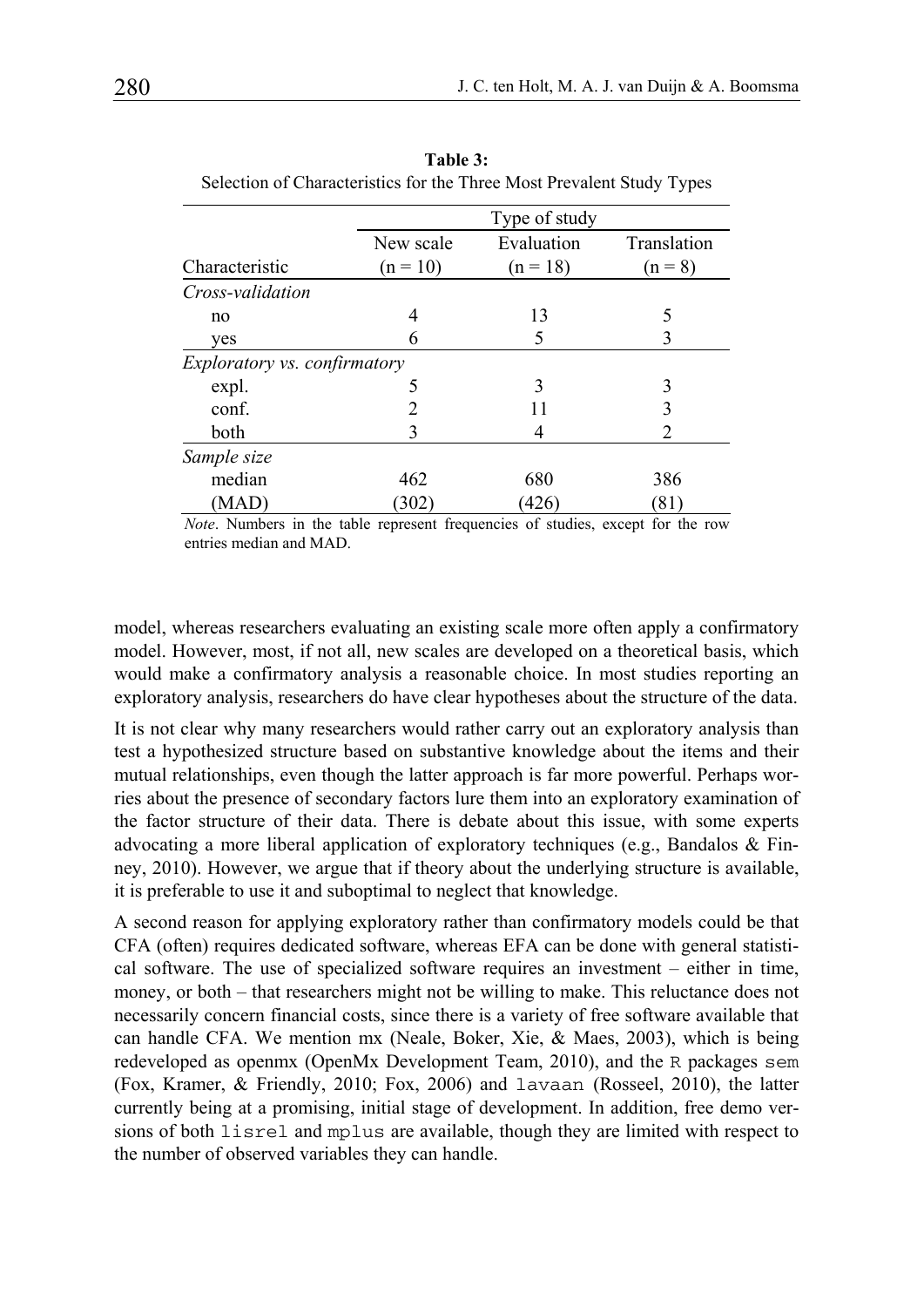**Table 3:**
Selection of Characteristics for the Three Most Prevalent Study Types

| | Type of study | | |
|---|---|---|---|
| Characteristic | New scale (n = 10) | Evaluation (n = 18) | Translation (n = 8) |
| *Cross-validation* | | | |
| no | 4 | 13 | 5 |
| yes | 6 | 5 | 3 |
| *Exploratory vs. confirmatory* | | | |
| expl. | 5 | 3 | 3 |
| conf. | 2 | 11 | 3 |
| both | 3 | 4 | 2 |
| *Sample size* | | | |
| median | 462 | 680 | 386 |
| (MAD) | (302) | (426) | (81) |

*Note*. Numbers in the table represent frequencies of studies, except for the row entries median and MAD.

model, whereas researchers evaluating an existing scale more often apply a confirmatory model. However, most, if not all, new scales are developed on a theoretical basis, which would make a confirmatory analysis a reasonable choice. In most studies reporting an exploratory analysis, researchers do have clear hypotheses about the structure of the data.

It is not clear why many researchers would rather carry out an exploratory analysis than test a hypothesized structure based on substantive knowledge about the items and their mutual relationships, even though the latter approach is far more powerful. Perhaps worries about the presence of secondary factors lure them into an exploratory examination of the factor structure of their data. There is debate about this issue, with some experts advocating a more liberal application of exploratory techniques (e.g., Bandalos & Finney, 2010). However, we argue that if theory about the underlying structure is available, it is preferable to use it and suboptimal to neglect that knowledge.

A second reason for applying exploratory rather than confirmatory models could be that CFA (often) requires dedicated software, whereas EFA can be done with general statistical software. The use of specialized software requires an investment – either in time, money, or both – that researchers might not be willing to make. This reluctance does not necessarily concern financial costs, since there is a variety of free software available that can handle CFA. We mention mx (Neale, Boker, Xie, & Maes, 2003), which is being redeveloped as openmx (OpenMx Development Team, 2010), and the `R` packages `sem` (Fox, Kramer, & Friendly, 2010; Fox, 2006) and `lavaan` (Rosseel, 2010), the latter currently being at a promising, initial stage of development. In addition, free demo versions of both `lisrel` and `mplus` are available, though they are limited with respect to the number of observed variables they can handle.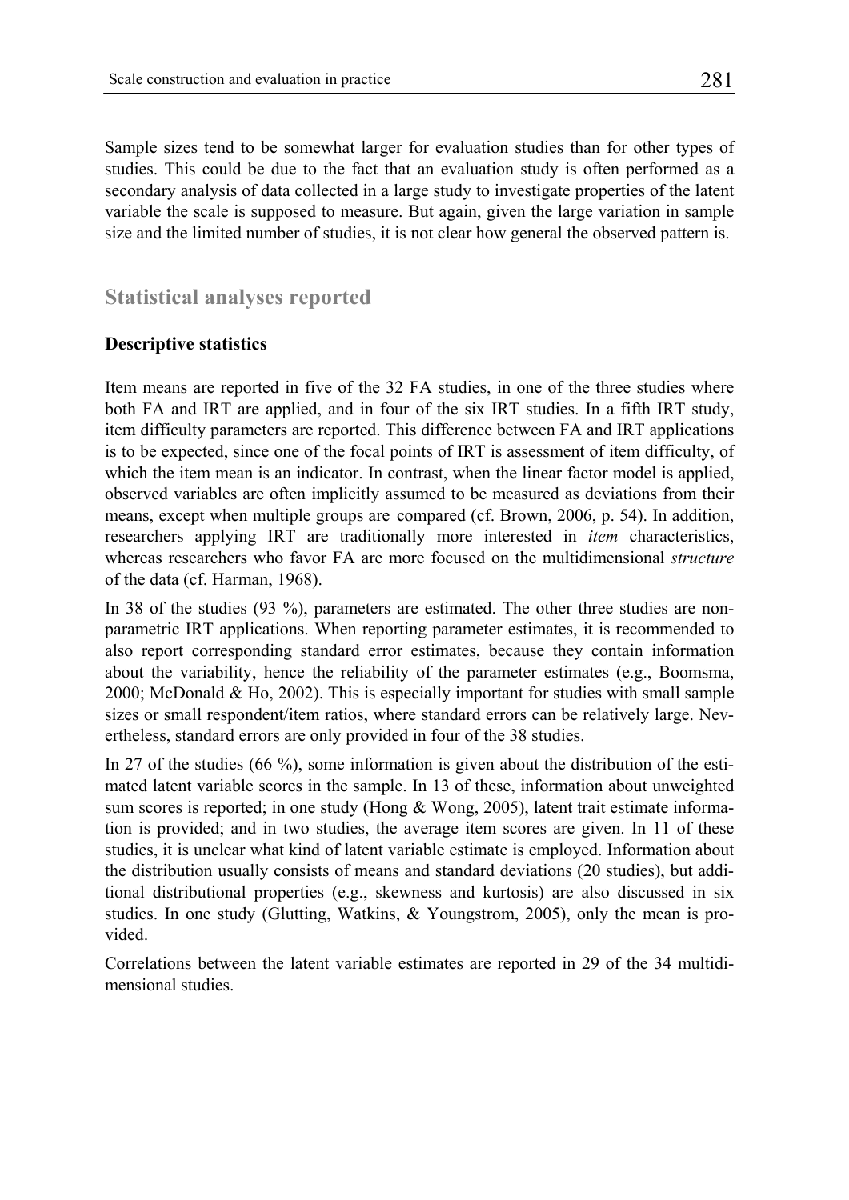Sample sizes tend to be somewhat larger for evaluation studies than for other types of studies. This could be due to the fact that an evaluation study is often performed as a secondary analysis of data collected in a large study to investigate properties of the latent variable the scale is supposed to measure. But again, given the large variation in sample size and the limited number of studies, it is not clear how general the observed pattern is.

## Statistical analyses reported

### Descriptive statistics

Item means are reported in five of the 32 FA studies, in one of the three studies where both FA and IRT are applied, and in four of the six IRT studies. In a fifth IRT study, item difficulty parameters are reported. This difference between FA and IRT applications is to be expected, since one of the focal points of IRT is assessment of item difficulty, of which the item mean is an indicator. In contrast, when the linear factor model is applied, observed variables are often implicitly assumed to be measured as deviations from their means, except when multiple groups are compared (cf. Brown, 2006, p. 54). In addition, researchers applying IRT are traditionally more interested in *item* characteristics, whereas researchers who favor FA are more focused on the multidimensional *structure* of the data (cf. Harman, 1968).

In 38 of the studies (93 %), parameters are estimated. The other three studies are non-parametric IRT applications. When reporting parameter estimates, it is recommended to also report corresponding standard error estimates, because they contain information about the variability, hence the reliability of the parameter estimates (e.g., Boomsma, 2000; McDonald & Ho, 2002). This is especially important for studies with small sample sizes or small respondent/item ratios, where standard errors can be relatively large. Nevertheless, standard errors are only provided in four of the 38 studies.

In 27 of the studies (66 %), some information is given about the distribution of the estimated latent variable scores in the sample. In 13 of these, information about unweighted sum scores is reported; in one study (Hong & Wong, 2005), latent trait estimate information is provided; and in two studies, the average item scores are given. In 11 of these studies, it is unclear what kind of latent variable estimate is employed. Information about the distribution usually consists of means and standard deviations (20 studies), but additional distributional properties (e.g., skewness and kurtosis) are also discussed in six studies. In one study (Glutting, Watkins, & Youngstrom, 2005), only the mean is provided.

Correlations between the latent variable estimates are reported in 29 of the 34 multidimensional studies.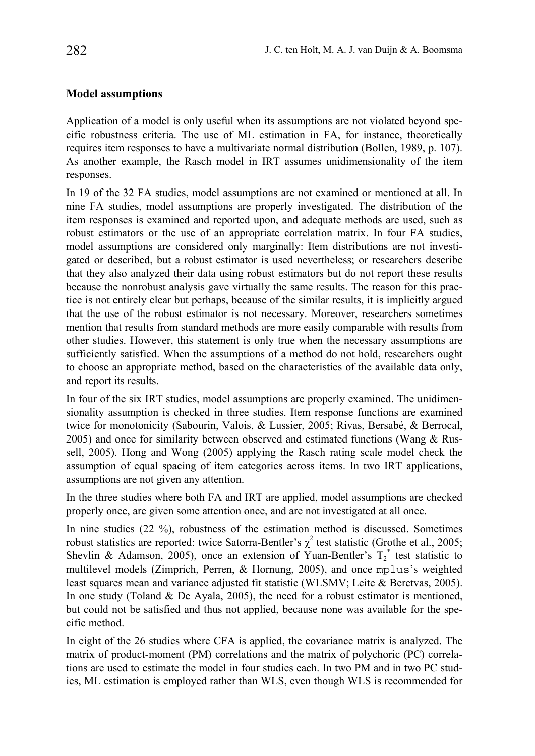### Model assumptions

Application of a model is only useful when its assumptions are not violated beyond specific robustness criteria. The use of ML estimation in FA, for instance, theoretically requires item responses to have a multivariate normal distribution (Bollen, 1989, p. 107). As another example, the Rasch model in IRT assumes unidimensionality of the item responses.

In 19 of the 32 FA studies, model assumptions are not examined or mentioned at all. In nine FA studies, model assumptions are properly investigated. The distribution of the item responses is examined and reported upon, and adequate methods are used, such as robust estimators or the use of an appropriate correlation matrix. In four FA studies, model assumptions are considered only marginally: Item distributions are not investigated or described, but a robust estimator is used nevertheless; or researchers describe that they also analyzed their data using robust estimators but do not report these results because the nonrobust analysis gave virtually the same results. The reason for this practice is not entirely clear but perhaps, because of the similar results, it is implicitly argued that the use of the robust estimator is not necessary. Moreover, researchers sometimes mention that results from standard methods are more easily comparable with results from other studies. However, this statement is only true when the necessary assumptions are sufficiently satisfied. When the assumptions of a method do not hold, researchers ought to choose an appropriate method, based on the characteristics of the available data only, and report its results.

In four of the six IRT studies, model assumptions are properly examined. The unidimensionality assumption is checked in three studies. Item response functions are examined twice for monotonicity (Sabourin, Valois, & Lussier, 2005; Rivas, Bersabé, & Berrocal, 2005) and once for similarity between observed and estimated functions (Wang & Russell, 2005). Hong and Wong (2005) applying the Rasch rating scale model check the assumption of equal spacing of item categories across items. In two IRT applications, assumptions are not given any attention.

In the three studies where both FA and IRT are applied, model assumptions are checked properly once, are given some attention once, and are not investigated at all once.

In nine studies (22 %), robustness of the estimation method is discussed. Sometimes robust statistics are reported: twice Satorra-Bentler's $\chi^2$ test statistic (Grothe et al., 2005; Shevlin & Adamson, 2005), once an extension of Yuan-Bentler's $T_2^*$ test statistic to multilevel models (Zimprich, Perren, & Hornung, 2005), and once `mplus`'s weighted least squares mean and variance adjusted fit statistic (WLSMV; Leite & Beretvas, 2005). In one study (Toland & De Ayala, 2005), the need for a robust estimator is mentioned, but could not be satisfied and thus not applied, because none was available for the specific method.

In eight of the 26 studies where CFA is applied, the covariance matrix is analyzed. The matrix of product-moment (PM) correlations and the matrix of polychoric (PC) correlations are used to estimate the model in four studies each. In two PM and in two PC studies, ML estimation is employed rather than WLS, even though WLS is recommended for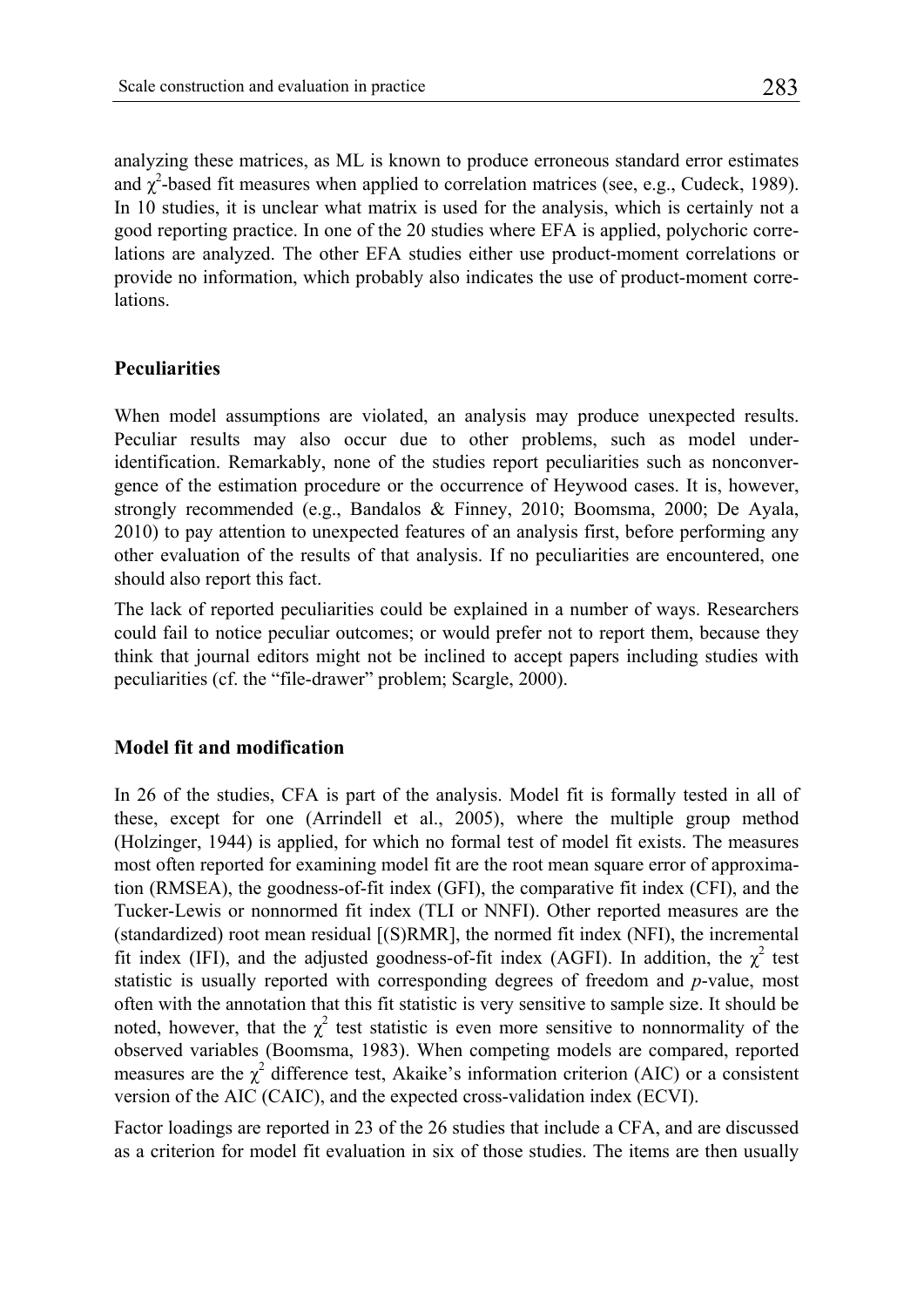analyzing these matrices, as ML is known to produce erroneous standard error estimates and $\chi^2$-based fit measures when applied to correlation matrices (see, e.g., Cudeck, 1989). In 10 studies, it is unclear what matrix is used for the analysis, which is certainly not a good reporting practice. In one of the 20 studies where EFA is applied, polychoric correlations are analyzed. The other EFA studies either use product-moment correlations or provide no information, which probably also indicates the use of product-moment correlations.

## Peculiarities

When model assumptions are violated, an analysis may produce unexpected results. Peculiar results may also occur due to other problems, such as model underidentification. Remarkably, none of the studies report peculiarities such as nonconvergence of the estimation procedure or the occurrence of Heywood cases. It is, however, strongly recommended (e.g., Bandalos & Finney, 2010; Boomsma, 2000; De Ayala, 2010) to pay attention to unexpected features of an analysis first, before performing any other evaluation of the results of that analysis. If no peculiarities are encountered, one should also report this fact.

The lack of reported peculiarities could be explained in a number of ways. Researchers could fail to notice peculiar outcomes; or would prefer not to report them, because they think that journal editors might not be inclined to accept papers including studies with peculiarities (cf. the "file-drawer" problem; Scargle, 2000).

## Model fit and modification

In 26 of the studies, CFA is part of the analysis. Model fit is formally tested in all of these, except for one (Arrindell et al., 2005), where the multiple group method (Holzinger, 1944) is applied, for which no formal test of model fit exists. The measures most often reported for examining model fit are the root mean square error of approximation (RMSEA), the goodness-of-fit index (GFI), the comparative fit index (CFI), and the Tucker-Lewis or nonnormed fit index (TLI or NNFI). Other reported measures are the (standardized) root mean residual [(S)RMR], the normed fit index (NFI), the incremental fit index (IFI), and the adjusted goodness-of-fit index (AGFI). In addition, the $\chi^2$ test statistic is usually reported with corresponding degrees of freedom and *p*-value, most often with the annotation that this fit statistic is very sensitive to sample size. It should be noted, however, that the $\chi^2$ test statistic is even more sensitive to nonnormality of the observed variables (Boomsma, 1983). When competing models are compared, reported measures are the $\chi^2$ difference test, Akaike's information criterion (AIC) or a consistent version of the AIC (CAIC), and the expected cross-validation index (ECVI).

Factor loadings are reported in 23 of the 26 studies that include a CFA, and are discussed as a criterion for model fit evaluation in six of those studies. The items are then usually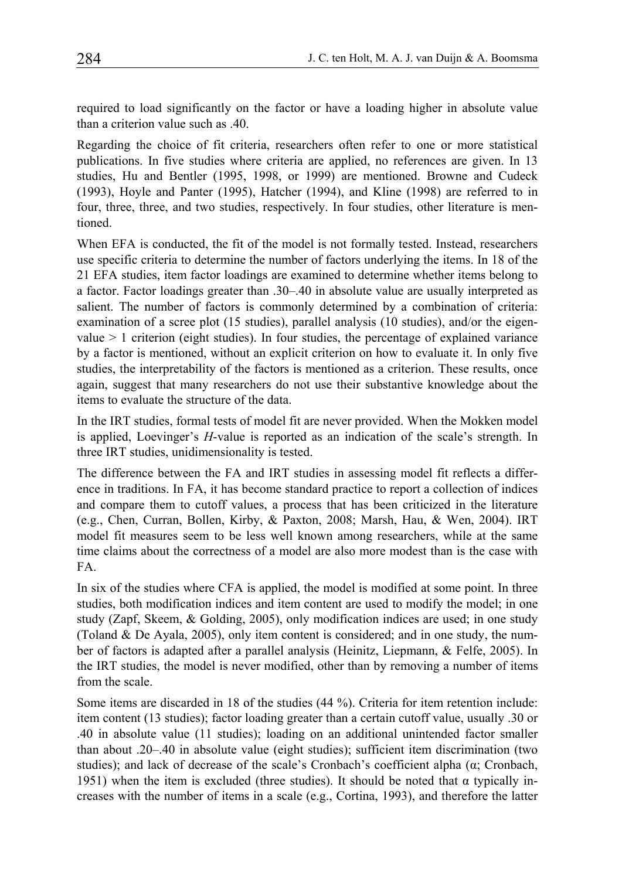required to load significantly on the factor or have a loading higher in absolute value than a criterion value such as .40.

Regarding the choice of fit criteria, researchers often refer to one or more statistical publications. In five studies where criteria are applied, no references are given. In 13 studies, Hu and Bentler (1995, 1998, or 1999) are mentioned. Browne and Cudeck (1993), Hoyle and Panter (1995), Hatcher (1994), and Kline (1998) are referred to in four, three, three, and two studies, respectively. In four studies, other literature is mentioned.

When EFA is conducted, the fit of the model is not formally tested. Instead, researchers use specific criteria to determine the number of factors underlying the items. In 18 of the 21 EFA studies, item factor loadings are examined to determine whether items belong to a factor. Factor loadings greater than .30–.40 in absolute value are usually interpreted as salient. The number of factors is commonly determined by a combination of criteria: examination of a scree plot (15 studies), parallel analysis (10 studies), and/or the eigenvalue > 1 criterion (eight studies). In four studies, the percentage of explained variance by a factor is mentioned, without an explicit criterion on how to evaluate it. In only five studies, the interpretability of the factors is mentioned as a criterion. These results, once again, suggest that many researchers do not use their substantive knowledge about the items to evaluate the structure of the data.

In the IRT studies, formal tests of model fit are never provided. When the Mokken model is applied, Loevinger's *H*-value is reported as an indication of the scale's strength. In three IRT studies, unidimensionality is tested.

The difference between the FA and IRT studies in assessing model fit reflects a difference in traditions. In FA, it has become standard practice to report a collection of indices and compare them to cutoff values, a process that has been criticized in the literature (e.g., Chen, Curran, Bollen, Kirby, & Paxton, 2008; Marsh, Hau, & Wen, 2004). IRT model fit measures seem to be less well known among researchers, while at the same time claims about the correctness of a model are also more modest than is the case with FA.

In six of the studies where CFA is applied, the model is modified at some point. In three studies, both modification indices and item content are used to modify the model; in one study (Zapf, Skeem, & Golding, 2005), only modification indices are used; in one study (Toland & De Ayala, 2005), only item content is considered; and in one study, the number of factors is adapted after a parallel analysis (Heinitz, Liepmann, & Felfe, 2005). In the IRT studies, the model is never modified, other than by removing a number of items from the scale.

Some items are discarded in 18 of the studies (44 %). Criteria for item retention include: item content (13 studies); factor loading greater than a certain cutoff value, usually .30 or .40 in absolute value (11 studies); loading on an additional unintended factor smaller than about .20–.40 in absolute value (eight studies); sufficient item discrimination (two studies); and lack of decrease of the scale's Cronbach's coefficient alpha ($\alpha$; Cronbach, 1951) when the item is excluded (three studies). It should be noted that $\alpha$ typically increases with the number of items in a scale (e.g., Cortina, 1993), and therefore the latter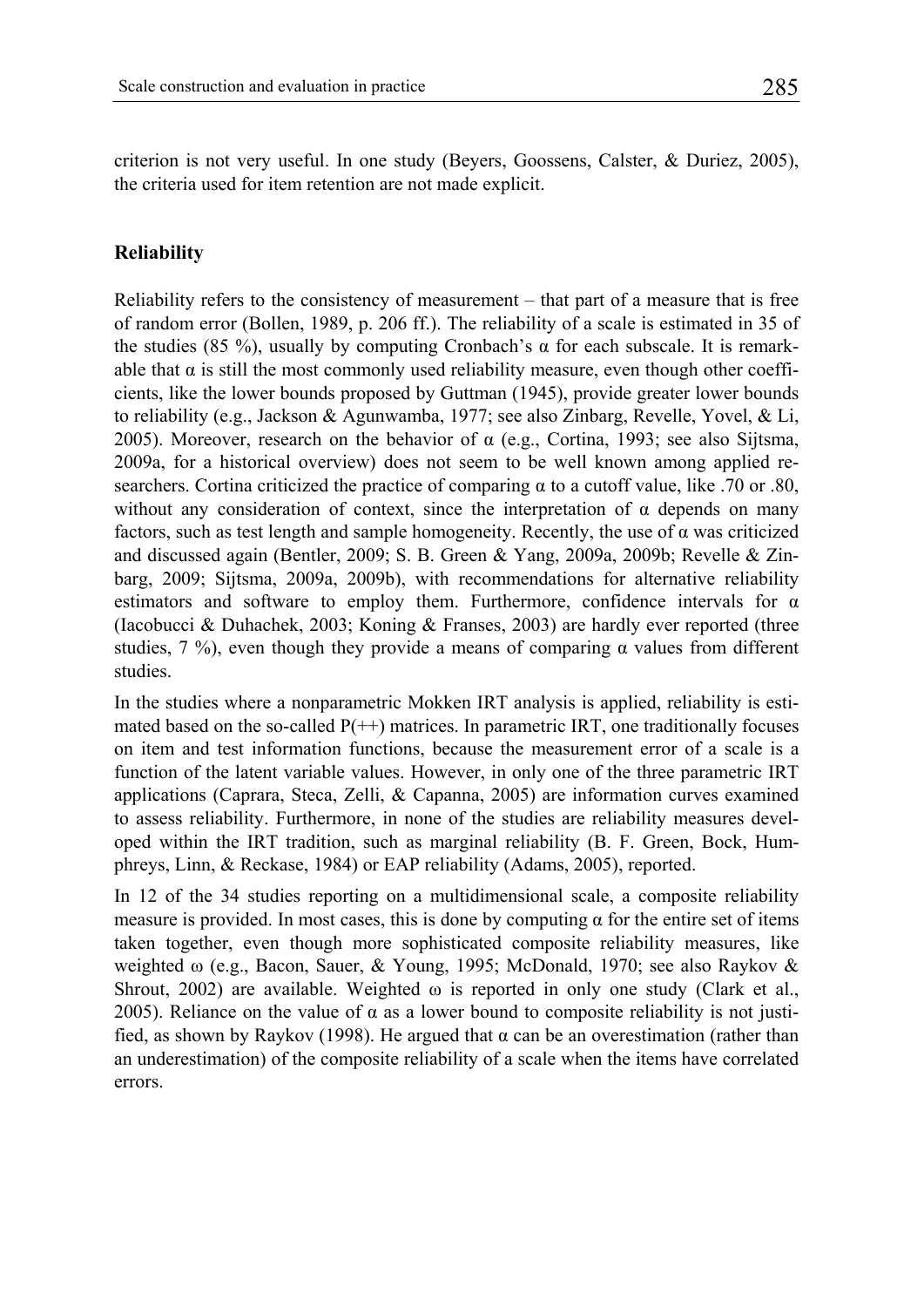criterion is not very useful. In one study (Beyers, Goossens, Calster, & Duriez, 2005), the criteria used for item retention are not made explicit.

## Reliability

Reliability refers to the consistency of measurement – that part of a measure that is free of random error (Bollen, 1989, p. 206 ff.). The reliability of a scale is estimated in 35 of the studies (85 %), usually by computing Cronbach's $\alpha$ for each subscale. It is remarkable that $\alpha$ is still the most commonly used reliability measure, even though other coefficients, like the lower bounds proposed by Guttman (1945), provide greater lower bounds to reliability (e.g., Jackson & Agunwamba, 1977; see also Zinbarg, Revelle, Yovel, & Li, 2005). Moreover, research on the behavior of $\alpha$ (e.g., Cortina, 1993; see also Sijtsma, 2009a, for a historical overview) does not seem to be well known among applied researchers. Cortina criticized the practice of comparing $\alpha$ to a cutoff value, like .70 or .80, without any consideration of context, since the interpretation of $\alpha$ depends on many factors, such as test length and sample homogeneity. Recently, the use of $\alpha$ was criticized and discussed again (Bentler, 2009; S. B. Green & Yang, 2009a, 2009b; Revelle & Zinbarg, 2009; Sijtsma, 2009a, 2009b), with recommendations for alternative reliability estimators and software to employ them. Furthermore, confidence intervals for $\alpha$ (Iacobucci & Duhachek, 2003; Koning & Franses, 2003) are hardly ever reported (three studies, 7 %), even though they provide a means of comparing $\alpha$ values from different studies.

In the studies where a nonparametric Mokken IRT analysis is applied, reliability is estimated based on the so-called P(++) matrices. In parametric IRT, one traditionally focuses on item and test information functions, because the measurement error of a scale is a function of the latent variable values. However, in only one of the three parametric IRT applications (Caprara, Steca, Zelli, & Capanna, 2005) are information curves examined to assess reliability. Furthermore, in none of the studies are reliability measures developed within the IRT tradition, such as marginal reliability (B. F. Green, Bock, Humphreys, Linn, & Reckase, 1984) or EAP reliability (Adams, 2005), reported.

In 12 of the 34 studies reporting on a multidimensional scale, a composite reliability measure is provided. In most cases, this is done by computing $\alpha$ for the entire set of items taken together, even though more sophisticated composite reliability measures, like weighted $\omega$ (e.g., Bacon, Sauer, & Young, 1995; McDonald, 1970; see also Raykov & Shrout, 2002) are available. Weighted $\omega$ is reported in only one study (Clark et al., 2005). Reliance on the value of $\alpha$ as a lower bound to composite reliability is not justified, as shown by Raykov (1998). He argued that $\alpha$ can be an overestimation (rather than an underestimation) of the composite reliability of a scale when the items have correlated errors.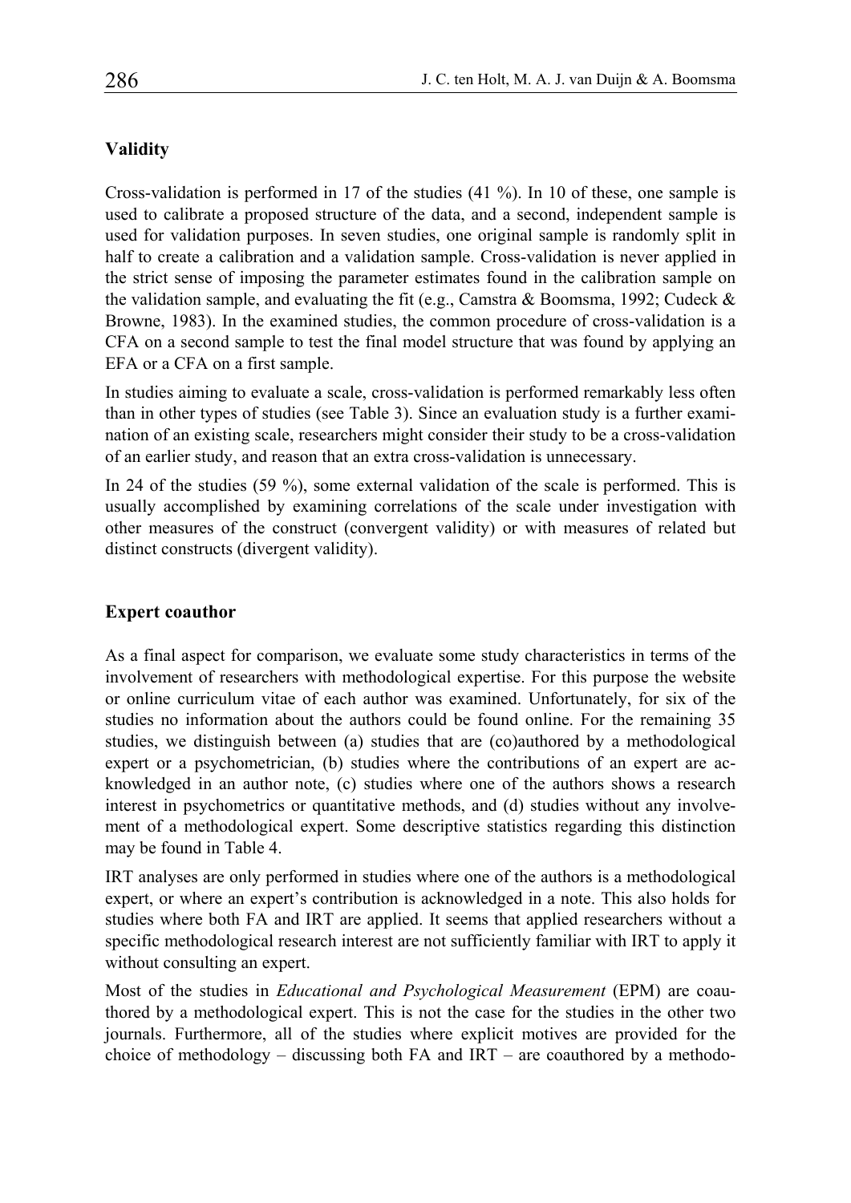## Validity

Cross-validation is performed in 17 of the studies (41 %). In 10 of these, one sample is used to calibrate a proposed structure of the data, and a second, independent sample is used for validation purposes. In seven studies, one original sample is randomly split in half to create a calibration and a validation sample. Cross-validation is never applied in the strict sense of imposing the parameter estimates found in the calibration sample on the validation sample, and evaluating the fit (e.g., Camstra & Boomsma, 1992; Cudeck & Browne, 1983). In the examined studies, the common procedure of cross-validation is a CFA on a second sample to test the final model structure that was found by applying an EFA or a CFA on a first sample.

In studies aiming to evaluate a scale, cross-validation is performed remarkably less often than in other types of studies (see Table 3). Since an evaluation study is a further examination of an existing scale, researchers might consider their study to be a cross-validation of an earlier study, and reason that an extra cross-validation is unnecessary.

In 24 of the studies (59 %), some external validation of the scale is performed. This is usually accomplished by examining correlations of the scale under investigation with other measures of the construct (convergent validity) or with measures of related but distinct constructs (divergent validity).

## Expert coauthor

As a final aspect for comparison, we evaluate some study characteristics in terms of the involvement of researchers with methodological expertise. For this purpose the website or online curriculum vitae of each author was examined. Unfortunately, for six of the studies no information about the authors could be found online. For the remaining 35 studies, we distinguish between (a) studies that are (co)authored by a methodological expert or a psychometrician, (b) studies where the contributions of an expert are acknowledged in an author note, (c) studies where one of the authors shows a research interest in psychometrics or quantitative methods, and (d) studies without any involvement of a methodological expert. Some descriptive statistics regarding this distinction may be found in Table 4.

IRT analyses are only performed in studies where one of the authors is a methodological expert, or where an expert's contribution is acknowledged in a note. This also holds for studies where both FA and IRT are applied. It seems that applied researchers without a specific methodological research interest are not sufficiently familiar with IRT to apply it without consulting an expert.

Most of the studies in *Educational and Psychological Measurement* (EPM) are coauthored by a methodological expert. This is not the case for the studies in the other two journals. Furthermore, all of the studies where explicit motives are provided for the choice of methodology – discussing both FA and IRT – are coauthored by a methodo-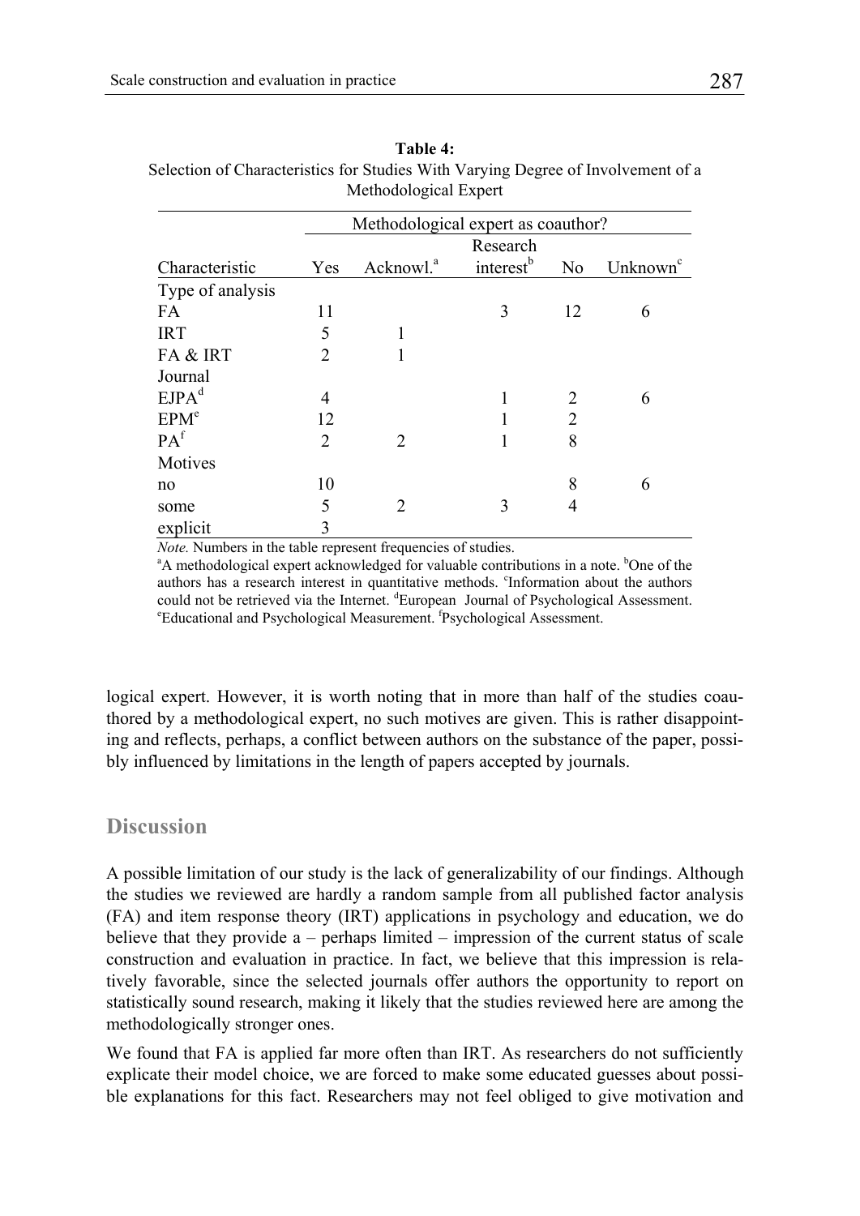**Table 4:**
Selection of Characteristics for Studies With Varying Degree of Involvement of a Methodological Expert

| | Methodological expert as coauthor? | | | | |
|---|---|---|---|---|---|
| Characteristic | Yes | Acknowl.[a] | Research interest[b] | No | Unknown[c] |
| Type of analysis | | | | | |
| FA | 11 | | 3 | 12 | 6 |
| IRT | 5 | 1 | | | |
| FA & IRT | 2 | 1 | | | |
| Journal | | | | | |
| EJPA[d] | 4 | | 1 | 2 | 6 |
| EPM[e] | 12 | | 1 | 2 | |
| PA[f] | 2 | 2 | 1 | 8 | |
| Motives | | | | | |
| no | 10 | | | 8 | 6 |
| some | 5 | 2 | 3 | 4 | |
| explicit | 3 | | | | |

*Note.* Numbers in the table represent frequencies of studies.
[a]A methodological expert acknowledged for valuable contributions in a note. [b]One of the authors has a research interest in quantitative methods. [c]Information about the authors could not be retrieved via the Internet. [d]European Journal of Psychological Assessment. [e]Educational and Psychological Measurement. [f]Psychological Assessment.

logical expert. However, it is worth noting that in more than half of the studies coauthored by a methodological expert, no such motives are given. This is rather disappointing and reflects, perhaps, a conflict between authors on the substance of the paper, possibly influenced by limitations in the length of papers accepted by journals.

## Discussion

A possible limitation of our study is the lack of generalizability of our findings. Although the studies we reviewed are hardly a random sample from all published factor analysis (FA) and item response theory (IRT) applications in psychology and education, we do believe that they provide a – perhaps limited – impression of the current status of scale construction and evaluation in practice. In fact, we believe that this impression is relatively favorable, since the selected journals offer authors the opportunity to report on statistically sound research, making it likely that the studies reviewed here are among the methodologically stronger ones.

We found that FA is applied far more often than IRT. As researchers do not sufficiently explicate their model choice, we are forced to make some educated guesses about possible explanations for this fact. Researchers may not feel obliged to give motivation and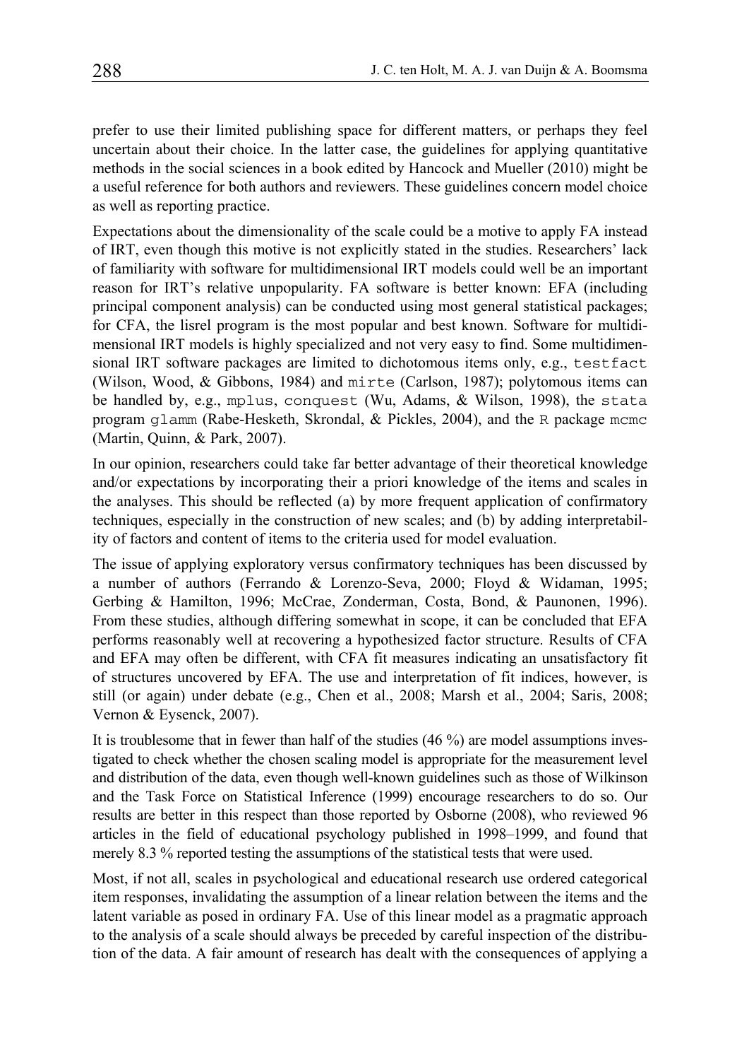prefer to use their limited publishing space for different matters, or perhaps they feel uncertain about their choice. In the latter case, the guidelines for applying quantitative methods in the social sciences in a book edited by Hancock and Mueller (2010) might be a useful reference for both authors and reviewers. These guidelines concern model choice as well as reporting practice.

Expectations about the dimensionality of the scale could be a motive to apply FA instead of IRT, even though this motive is not explicitly stated in the studies. Researchers' lack of familiarity with software for multidimensional IRT models could well be an important reason for IRT's relative unpopularity. FA software is better known: EFA (including principal component analysis) can be conducted using most general statistical packages; for CFA, the lisrel program is the most popular and best known. Software for multidimensional IRT models is highly specialized and not very easy to find. Some multidimensional IRT software packages are limited to dichotomous items only, e.g., `testfact` (Wilson, Wood, & Gibbons, 1984) and `mirte` (Carlson, 1987); polytomous items can be handled by, e.g., `mplus`, `conquest` (Wu, Adams, & Wilson, 1998), the `stata` program `glamm` (Rabe-Hesketh, Skrondal, & Pickles, 2004), and the `R` package `mcmc` (Martin, Quinn, & Park, 2007).

In our opinion, researchers could take far better advantage of their theoretical knowledge and/or expectations by incorporating their a priori knowledge of the items and scales in the analyses. This should be reflected (a) by more frequent application of confirmatory techniques, especially in the construction of new scales; and (b) by adding interpretability of factors and content of items to the criteria used for model evaluation.

The issue of applying exploratory versus confirmatory techniques has been discussed by a number of authors (Ferrando & Lorenzo-Seva, 2000; Floyd & Widaman, 1995; Gerbing & Hamilton, 1996; McCrae, Zonderman, Costa, Bond, & Paunonen, 1996). From these studies, although differing somewhat in scope, it can be concluded that EFA performs reasonably well at recovering a hypothesized factor structure. Results of CFA and EFA may often be different, with CFA fit measures indicating an unsatisfactory fit of structures uncovered by EFA. The use and interpretation of fit indices, however, is still (or again) under debate (e.g., Chen et al., 2008; Marsh et al., 2004; Saris, 2008; Vernon & Eysenck, 2007).

It is troublesome that in fewer than half of the studies (46 %) are model assumptions investigated to check whether the chosen scaling model is appropriate for the measurement level and distribution of the data, even though well-known guidelines such as those of Wilkinson and the Task Force on Statistical Inference (1999) encourage researchers to do so. Our results are better in this respect than those reported by Osborne (2008), who reviewed 96 articles in the field of educational psychology published in 1998–1999, and found that merely 8.3 % reported testing the assumptions of the statistical tests that were used.

Most, if not all, scales in psychological and educational research use ordered categorical item responses, invalidating the assumption of a linear relation between the items and the latent variable as posed in ordinary FA. Use of this linear model as a pragmatic approach to the analysis of a scale should always be preceded by careful inspection of the distribution of the data. A fair amount of research has dealt with the consequences of applying a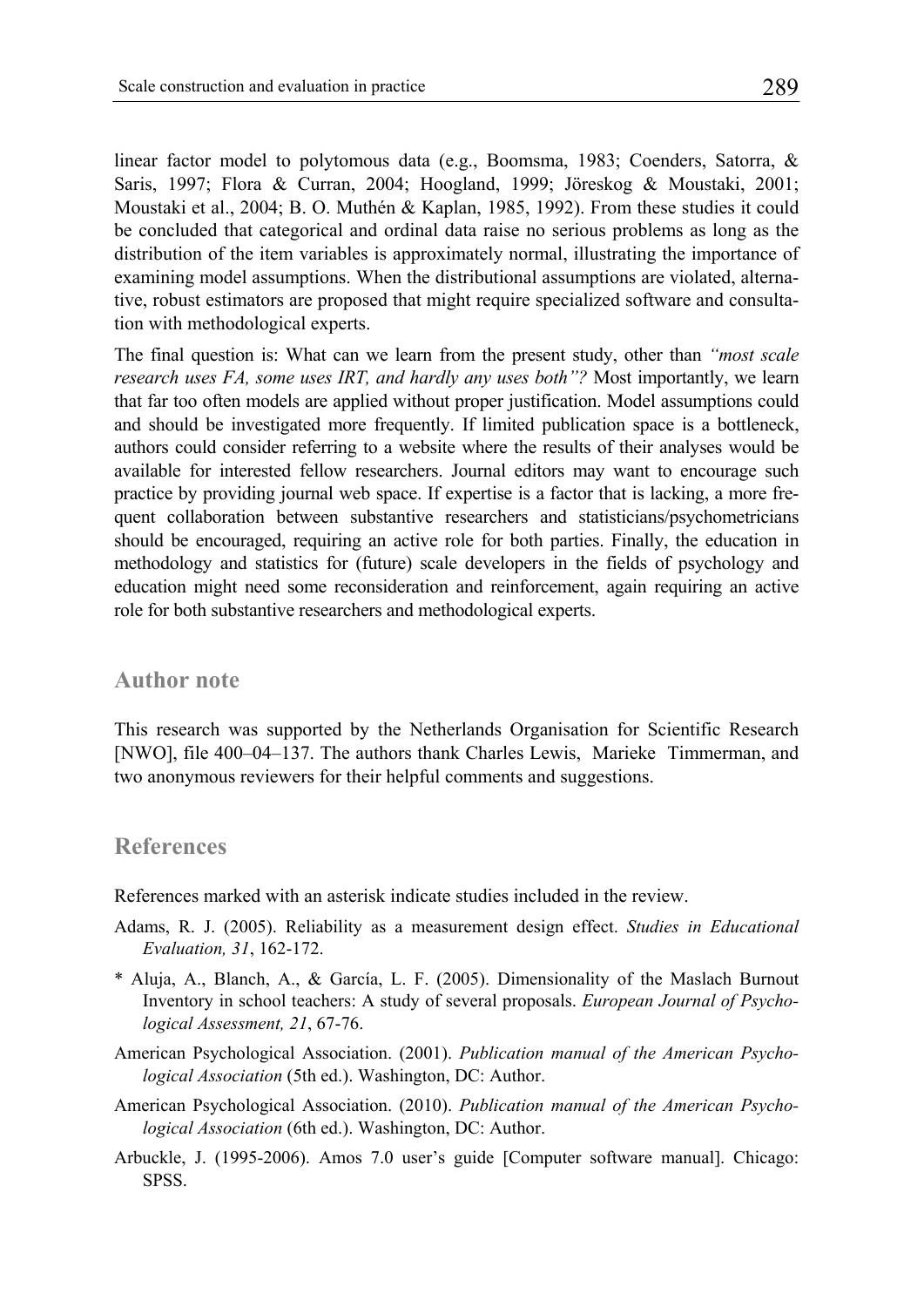linear factor model to polytomous data (e.g., Boomsma, 1983; Coenders, Satorra, & Saris, 1997; Flora & Curran, 2004; Hoogland, 1999; Jöreskog & Moustaki, 2001; Moustaki et al., 2004; B. O. Muthén & Kaplan, 1985, 1992). From these studies it could be concluded that categorical and ordinal data raise no serious problems as long as the distribution of the item variables is approximately normal, illustrating the importance of examining model assumptions. When the distributional assumptions are violated, alternative, robust estimators are proposed that might require specialized software and consultation with methodological experts.

The final question is: What can we learn from the present study, other than *"most scale research uses FA, some uses IRT, and hardly any uses both"?* Most importantly, we learn that far too often models are applied without proper justification. Model assumptions could and should be investigated more frequently. If limited publication space is a bottleneck, authors could consider referring to a website where the results of their analyses would be available for interested fellow researchers. Journal editors may want to encourage such practice by providing journal web space. If expertise is a factor that is lacking, a more frequent collaboration between substantive researchers and statisticians/psychometricians should be encouraged, requiring an active role for both parties. Finally, the education in methodology and statistics for (future) scale developers in the fields of psychology and education might need some reconsideration and reinforcement, again requiring an active role for both substantive researchers and methodological experts.

## Author note

This research was supported by the Netherlands Organisation for Scientific Research [NWO], file 400–04–137. The authors thank Charles Lewis, Marieke Timmerman, and two anonymous reviewers for their helpful comments and suggestions.

## References

References marked with an asterisk indicate studies included in the review.

Adams, R. J. (2005). Reliability as a measurement design effect. *Studies in Educational Evaluation, 31*, 162-172.

* Aluja, A., Blanch, A., & García, L. F. (2005). Dimensionality of the Maslach Burnout Inventory in school teachers: A study of several proposals. *European Journal of Psychological Assessment, 21*, 67-76.

American Psychological Association. (2001). *Publication manual of the American Psychological Association* (5th ed.). Washington, DC: Author.

American Psychological Association. (2010). *Publication manual of the American Psychological Association* (6th ed.). Washington, DC: Author.

Arbuckle, J. (1995-2006). Amos 7.0 user's guide [Computer software manual]. Chicago: SPSS.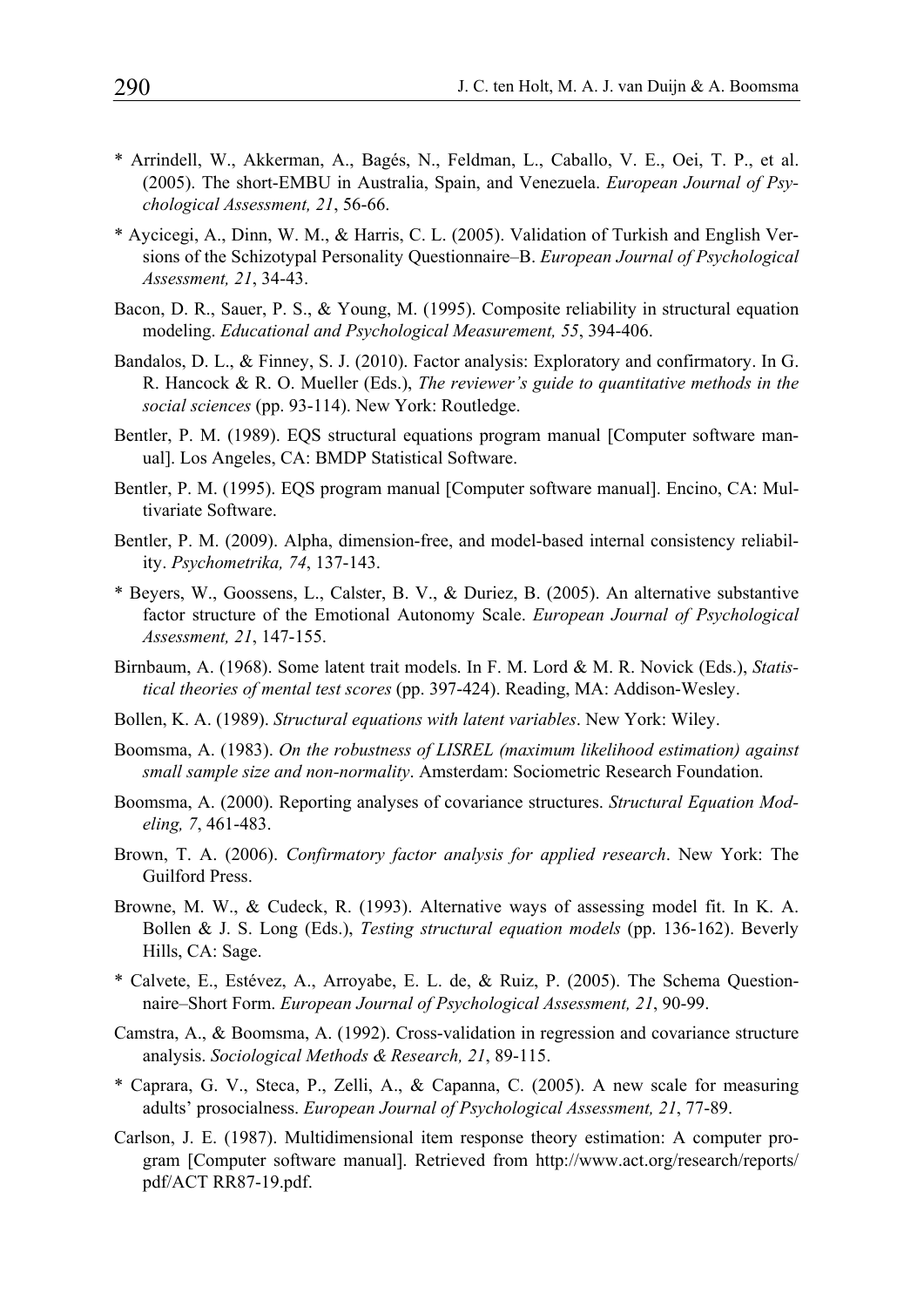* Arrindell, W., Akkerman, A., Bagés, N., Feldman, L., Caballo, V. E., Oei, T. P., et al. (2005). The short-EMBU in Australia, Spain, and Venezuela. *European Journal of Psychological Assessment, 21*, 56-66.

* Aycicegi, A., Dinn, W. M., & Harris, C. L. (2005). Validation of Turkish and English Versions of the Schizotypal Personality Questionnaire–B. *European Journal of Psychological Assessment, 21*, 34-43.

Bacon, D. R., Sauer, P. S., & Young, M. (1995). Composite reliability in structural equation modeling. *Educational and Psychological Measurement, 55*, 394-406.

Bandalos, D. L., & Finney, S. J. (2010). Factor analysis: Exploratory and confirmatory. In G. R. Hancock & R. O. Mueller (Eds.), *The reviewer's guide to quantitative methods in the social sciences* (pp. 93-114). New York: Routledge.

Bentler, P. M. (1989). EQS structural equations program manual [Computer software manual]. Los Angeles, CA: BMDP Statistical Software.

Bentler, P. M. (1995). EQS program manual [Computer software manual]. Encino, CA: Multivariate Software.

Bentler, P. M. (2009). Alpha, dimension-free, and model-based internal consistency reliability. *Psychometrika, 74*, 137-143.

* Beyers, W., Goossens, L., Calster, B. V., & Duriez, B. (2005). An alternative substantive factor structure of the Emotional Autonomy Scale. *European Journal of Psychological Assessment, 21*, 147-155.

Birnbaum, A. (1968). Some latent trait models. In F. M. Lord & M. R. Novick (Eds.), *Statistical theories of mental test scores* (pp. 397-424). Reading, MA: Addison-Wesley.

Bollen, K. A. (1989). *Structural equations with latent variables*. New York: Wiley.

Boomsma, A. (1983). *On the robustness of LISREL (maximum likelihood estimation) against small sample size and non-normality*. Amsterdam: Sociometric Research Foundation.

Boomsma, A. (2000). Reporting analyses of covariance structures. *Structural Equation Modeling, 7*, 461-483.

Brown, T. A. (2006). *Confirmatory factor analysis for applied research*. New York: The Guilford Press.

Browne, M. W., & Cudeck, R. (1993). Alternative ways of assessing model fit. In K. A. Bollen & J. S. Long (Eds.), *Testing structural equation models* (pp. 136-162). Beverly Hills, CA: Sage.

* Calvete, E., Estévez, A., Arroyabe, E. L. de, & Ruiz, P. (2005). The Schema Questionnaire–Short Form. *European Journal of Psychological Assessment, 21*, 90-99.

Camstra, A., & Boomsma, A. (1992). Cross-validation in regression and covariance structure analysis. *Sociological Methods & Research, 21*, 89-115.

* Caprara, G. V., Steca, P., Zelli, A., & Capanna, C. (2005). A new scale for measuring adults' prosocialness. *European Journal of Psychological Assessment, 21*, 77-89.

Carlson, J. E. (1987). Multidimensional item response theory estimation: A computer program [Computer software manual]. Retrieved from http://www.act.org/research/reports/pdf/ACT RR87-19.pdf.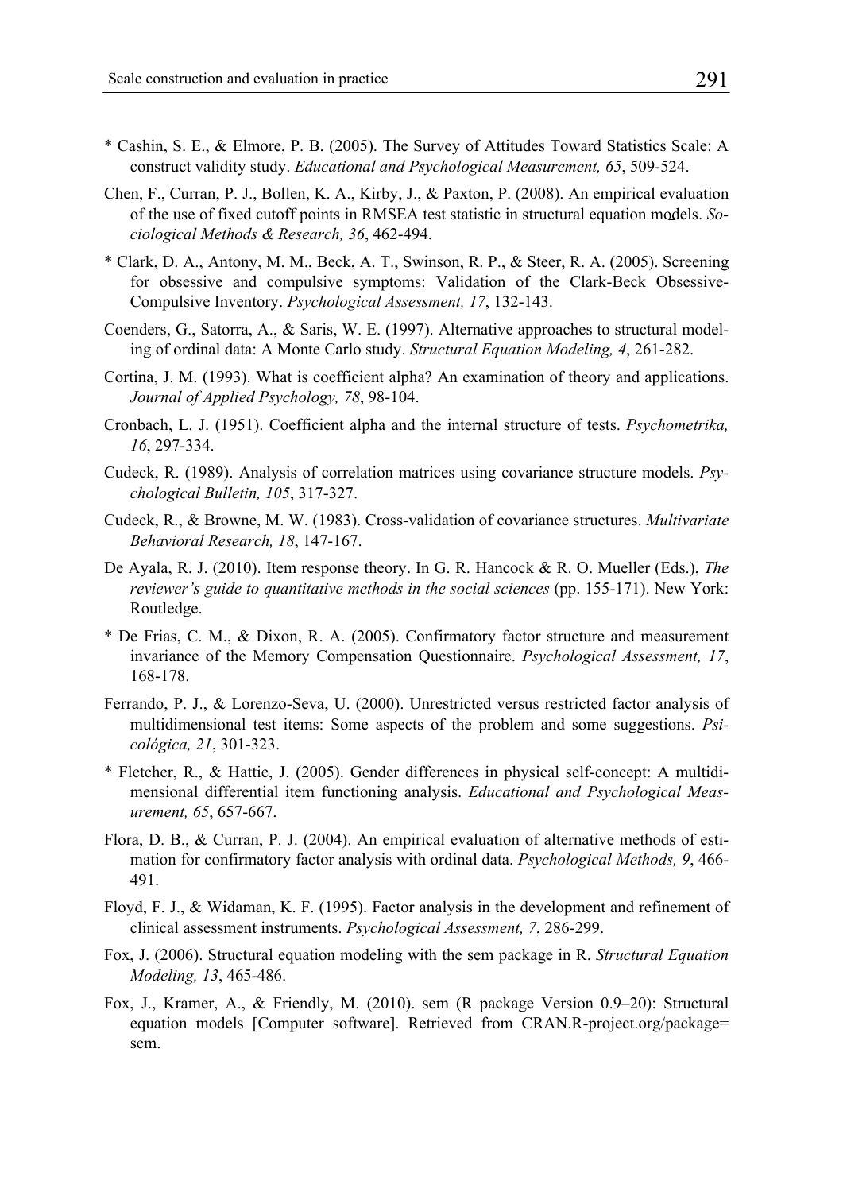* Cashin, S. E., & Elmore, P. B. (2005). The Survey of Attitudes Toward Statistics Scale: A construct validity study. *Educational and Psychological Measurement, 65*, 509-524.

Chen, F., Curran, P. J., Bollen, K. A., Kirby, J., & Paxton, P. (2008). An empirical evaluation of the use of fixed cutoff points in RMSEA test statistic in structural equation models. *Sociological Methods & Research, 36*, 462-494.

* Clark, D. A., Antony, M. M., Beck, A. T., Swinson, R. P., & Steer, R. A. (2005). Screening for obsessive and compulsive symptoms: Validation of the Clark-Beck Obsessive-Compulsive Inventory. *Psychological Assessment, 17*, 132-143.

Coenders, G., Satorra, A., & Saris, W. E. (1997). Alternative approaches to structural modeling of ordinal data: A Monte Carlo study. *Structural Equation Modeling, 4*, 261-282.

Cortina, J. M. (1993). What is coefficient alpha? An examination of theory and applications. *Journal of Applied Psychology, 78*, 98-104.

Cronbach, L. J. (1951). Coefficient alpha and the internal structure of tests. *Psychometrika, 16*, 297-334.

Cudeck, R. (1989). Analysis of correlation matrices using covariance structure models. *Psychological Bulletin, 105*, 317-327.

Cudeck, R., & Browne, M. W. (1983). Cross-validation of covariance structures. *Multivariate Behavioral Research, 18*, 147-167.

De Ayala, R. J. (2010). Item response theory. In G. R. Hancock & R. O. Mueller (Eds.), *The reviewer's guide to quantitative methods in the social sciences* (pp. 155-171). New York: Routledge.

* De Frias, C. M., & Dixon, R. A. (2005). Confirmatory factor structure and measurement invariance of the Memory Compensation Questionnaire. *Psychological Assessment, 17*, 168-178.

Ferrando, P. J., & Lorenzo-Seva, U. (2000). Unrestricted versus restricted factor analysis of multidimensional test items: Some aspects of the problem and some suggestions. *Psicológica, 21*, 301-323.

* Fletcher, R., & Hattie, J. (2005). Gender differences in physical self-concept: A multidimensional differential item functioning analysis. *Educational and Psychological Measurement, 65*, 657-667.

Flora, D. B., & Curran, P. J. (2004). An empirical evaluation of alternative methods of estimation for confirmatory factor analysis with ordinal data. *Psychological Methods, 9*, 466-491.

Floyd, F. J., & Widaman, K. F. (1995). Factor analysis in the development and refinement of clinical assessment instruments. *Psychological Assessment, 7*, 286-299.

Fox, J. (2006). Structural equation modeling with the sem package in R. *Structural Equation Modeling, 13*, 465-486.

Fox, J., Kramer, A., & Friendly, M. (2010). sem (R package Version 0.9–20): Structural equation models [Computer software]. Retrieved from CRAN.R-project.org/package=sem.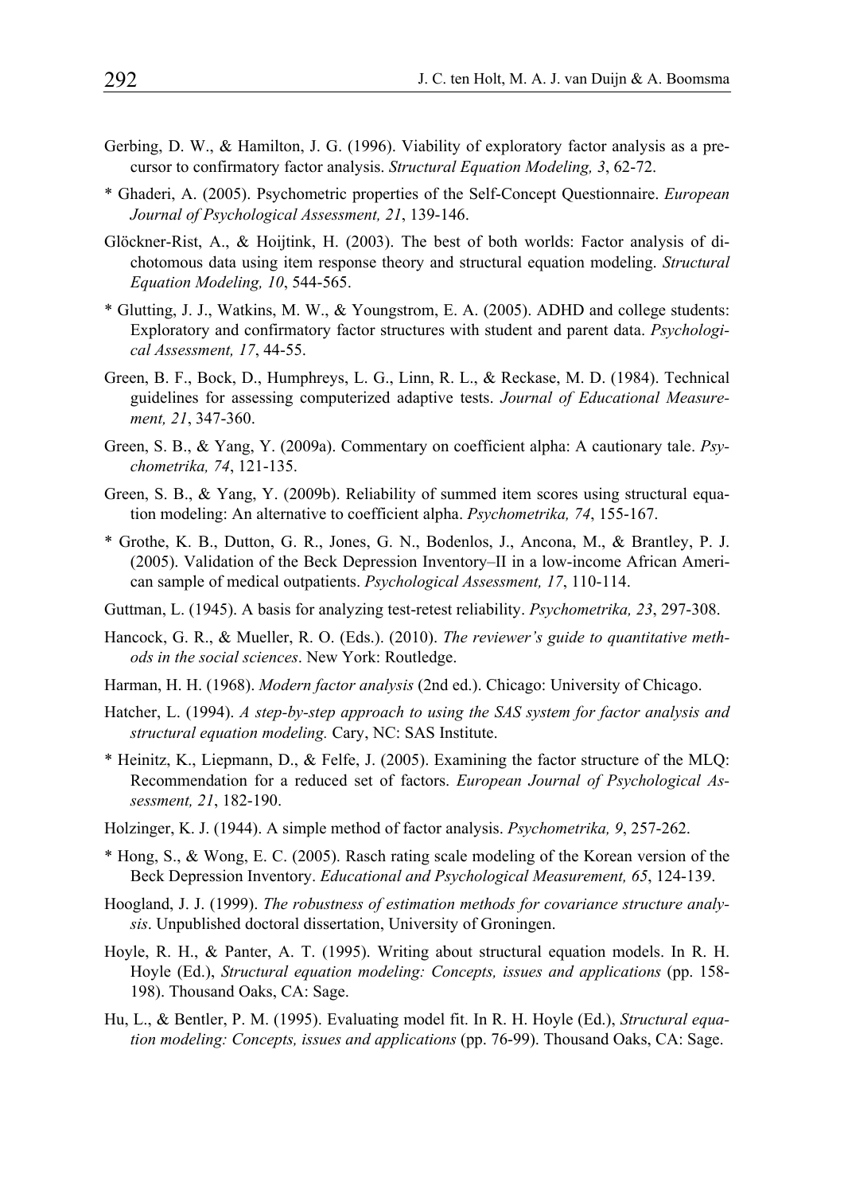Gerbing, D. W., & Hamilton, J. G. (1996). Viability of exploratory factor analysis as a precursor to confirmatory factor analysis. *Structural Equation Modeling, 3*, 62-72.

* Ghaderi, A. (2005). Psychometric properties of the Self-Concept Questionnaire. *European Journal of Psychological Assessment, 21*, 139-146.

Glöckner-Rist, A., & Hoijtink, H. (2003). The best of both worlds: Factor analysis of dichotomous data using item response theory and structural equation modeling. *Structural Equation Modeling, 10*, 544-565.

* Glutting, J. J., Watkins, M. W., & Youngstrom, E. A. (2005). ADHD and college students: Exploratory and confirmatory factor structures with student and parent data. *Psychological Assessment, 17*, 44-55.

Green, B. F., Bock, D., Humphreys, L. G., Linn, R. L., & Reckase, M. D. (1984). Technical guidelines for assessing computerized adaptive tests. *Journal of Educational Measurement, 21*, 347-360.

Green, S. B., & Yang, Y. (2009a). Commentary on coefficient alpha: A cautionary tale. *Psychometrika, 74*, 121-135.

Green, S. B., & Yang, Y. (2009b). Reliability of summed item scores using structural equation modeling: An alternative to coefficient alpha. *Psychometrika, 74*, 155-167.

* Grothe, K. B., Dutton, G. R., Jones, G. N., Bodenlos, J., Ancona, M., & Brantley, P. J. (2005). Validation of the Beck Depression Inventory–II in a low-income African American sample of medical outpatients. *Psychological Assessment, 17*, 110-114.

Guttman, L. (1945). A basis for analyzing test-retest reliability. *Psychometrika, 23*, 297-308.

Hancock, G. R., & Mueller, R. O. (Eds.). (2010). *The reviewer's guide to quantitative methods in the social sciences*. New York: Routledge.

Harman, H. H. (1968). *Modern factor analysis* (2nd ed.). Chicago: University of Chicago.

Hatcher, L. (1994). *A step-by-step approach to using the SAS system for factor analysis and structural equation modeling.* Cary, NC: SAS Institute.

* Heinitz, K., Liepmann, D., & Felfe, J. (2005). Examining the factor structure of the MLQ: Recommendation for a reduced set of factors. *European Journal of Psychological Assessment, 21*, 182-190.

Holzinger, K. J. (1944). A simple method of factor analysis. *Psychometrika, 9*, 257-262.

* Hong, S., & Wong, E. C. (2005). Rasch rating scale modeling of the Korean version of the Beck Depression Inventory. *Educational and Psychological Measurement, 65*, 124-139.

Hoogland, J. J. (1999). *The robustness of estimation methods for covariance structure analysis*. Unpublished doctoral dissertation, University of Groningen.

Hoyle, R. H., & Panter, A. T. (1995). Writing about structural equation models. In R. H. Hoyle (Ed.), *Structural equation modeling: Concepts, issues and applications* (pp. 158-198). Thousand Oaks, CA: Sage.

Hu, L., & Bentler, P. M. (1995). Evaluating model fit. In R. H. Hoyle (Ed.), *Structural equation modeling: Concepts, issues and applications* (pp. 76-99). Thousand Oaks, CA: Sage.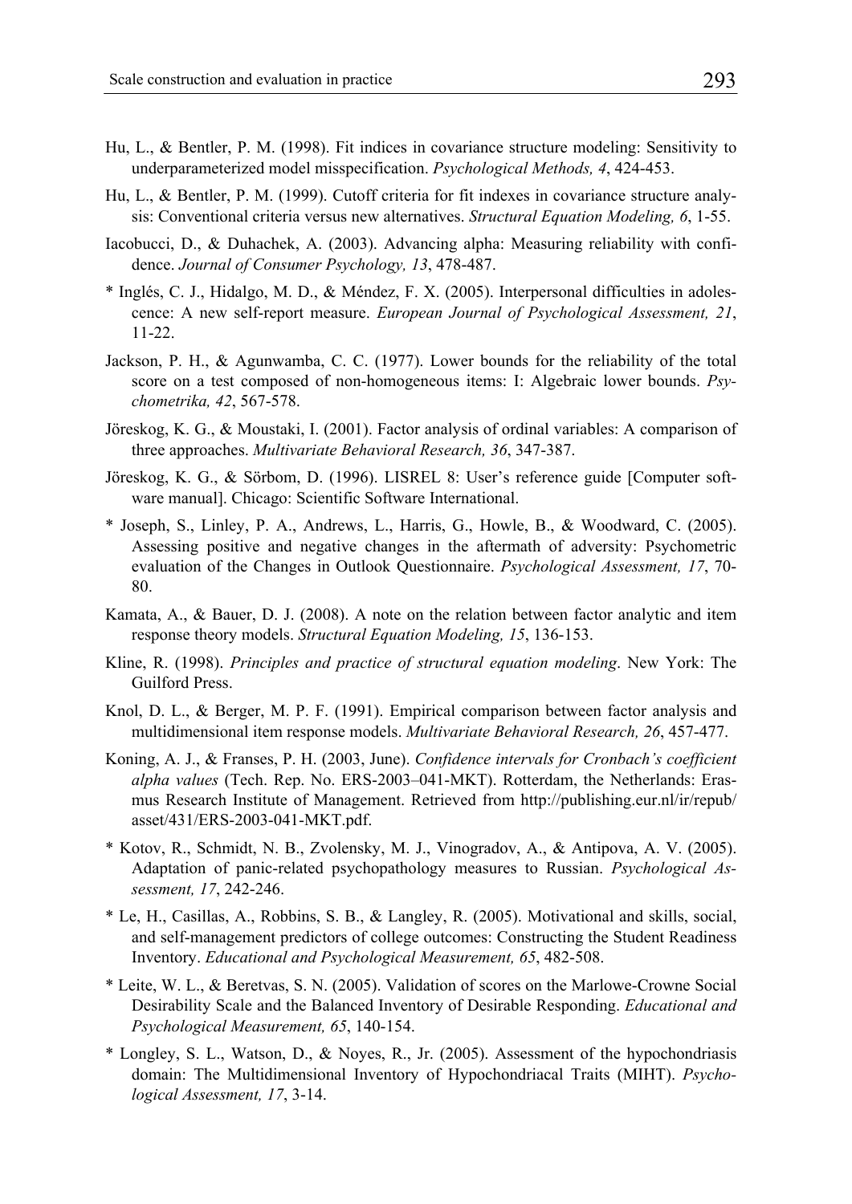Hu, L., & Bentler, P. M. (1998). Fit indices in covariance structure modeling: Sensitivity to underparameterized model misspecification. *Psychological Methods, 4*, 424-453.

Hu, L., & Bentler, P. M. (1999). Cutoff criteria for fit indexes in covariance structure analysis: Conventional criteria versus new alternatives. *Structural Equation Modeling, 6*, 1-55.

Iacobucci, D., & Duhachek, A. (2003). Advancing alpha: Measuring reliability with confidence. *Journal of Consumer Psychology, 13*, 478-487.

* Inglés, C. J., Hidalgo, M. D., & Méndez, F. X. (2005). Interpersonal difficulties in adolescence: A new self-report measure. *European Journal of Psychological Assessment, 21*, 11-22.

Jackson, P. H., & Agunwamba, C. C. (1977). Lower bounds for the reliability of the total score on a test composed of non-homogeneous items: I: Algebraic lower bounds. *Psychometrika, 42*, 567-578.

Jöreskog, K. G., & Moustaki, I. (2001). Factor analysis of ordinal variables: A comparison of three approaches. *Multivariate Behavioral Research, 36*, 347-387.

Jöreskog, K. G., & Sörbom, D. (1996). LISREL 8: User's reference guide [Computer software manual]. Chicago: Scientific Software International.

* Joseph, S., Linley, P. A., Andrews, L., Harris, G., Howle, B., & Woodward, C. (2005). Assessing positive and negative changes in the aftermath of adversity: Psychometric evaluation of the Changes in Outlook Questionnaire. *Psychological Assessment, 17*, 70-80.

Kamata, A., & Bauer, D. J. (2008). A note on the relation between factor analytic and item response theory models. *Structural Equation Modeling, 15*, 136-153.

Kline, R. (1998). *Principles and practice of structural equation modeling*. New York: The Guilford Press.

Knol, D. L., & Berger, M. P. F. (1991). Empirical comparison between factor analysis and multidimensional item response models. *Multivariate Behavioral Research, 26*, 457-477.

Koning, A. J., & Franses, P. H. (2003, June). *Confidence intervals for Cronbach's coefficient alpha values* (Tech. Rep. No. ERS-2003–041-MKT). Rotterdam, the Netherlands: Erasmus Research Institute of Management. Retrieved from http://publishing.eur.nl/ir/repub/asset/431/ERS-2003-041-MKT.pdf.

* Kotov, R., Schmidt, N. B., Zvolensky, M. J., Vinogradov, A., & Antipova, A. V. (2005). Adaptation of panic-related psychopathology measures to Russian. *Psychological Assessment, 17*, 242-246.

* Le, H., Casillas, A., Robbins, S. B., & Langley, R. (2005). Motivational and skills, social, and self-management predictors of college outcomes: Constructing the Student Readiness Inventory. *Educational and Psychological Measurement, 65*, 482-508.

* Leite, W. L., & Beretvas, S. N. (2005). Validation of scores on the Marlowe-Crowne Social Desirability Scale and the Balanced Inventory of Desirable Responding. *Educational and Psychological Measurement, 65*, 140-154.

* Longley, S. L., Watson, D., & Noyes, R., Jr. (2005). Assessment of the hypochondriasis domain: The Multidimensional Inventory of Hypochondriacal Traits (MIHT). *Psychological Assessment, 17*, 3-14.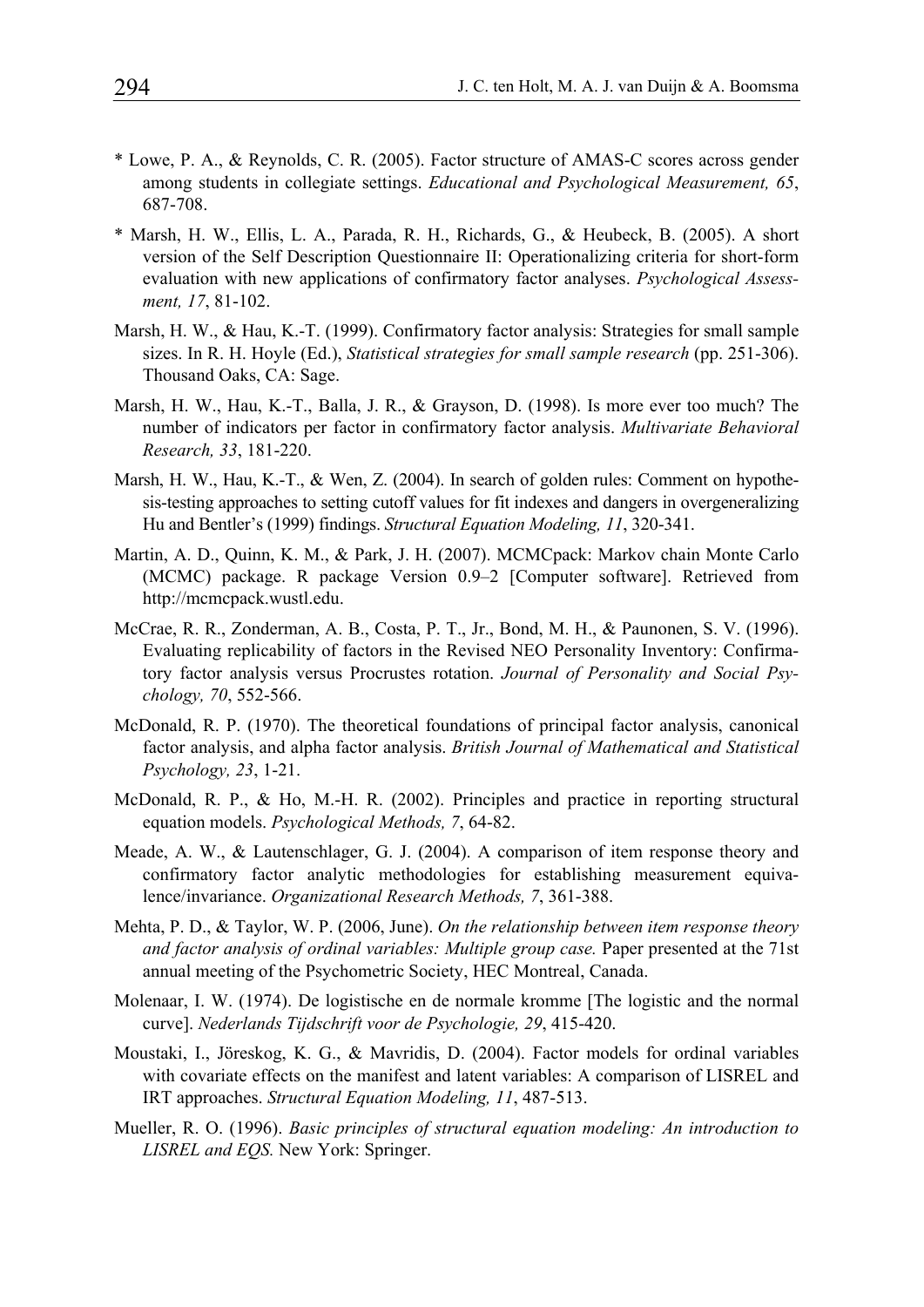* Lowe, P. A., & Reynolds, C. R. (2005). Factor structure of AMAS-C scores across gender among students in collegiate settings. *Educational and Psychological Measurement, 65*, 687-708.

* Marsh, H. W., Ellis, L. A., Parada, R. H., Richards, G., & Heubeck, B. (2005). A short version of the Self Description Questionnaire II: Operationalizing criteria for short-form evaluation with new applications of confirmatory factor analyses. *Psychological Assessment, 17*, 81-102.

Marsh, H. W., & Hau, K.-T. (1999). Confirmatory factor analysis: Strategies for small sample sizes. In R. H. Hoyle (Ed.), *Statistical strategies for small sample research* (pp. 251-306). Thousand Oaks, CA: Sage.

Marsh, H. W., Hau, K.-T., Balla, J. R., & Grayson, D. (1998). Is more ever too much? The number of indicators per factor in confirmatory factor analysis. *Multivariate Behavioral Research, 33*, 181-220.

Marsh, H. W., Hau, K.-T., & Wen, Z. (2004). In search of golden rules: Comment on hypothesis-testing approaches to setting cutoff values for fit indexes and dangers in overgeneralizing Hu and Bentler's (1999) findings. *Structural Equation Modeling, 11*, 320-341.

Martin, A. D., Quinn, K. M., & Park, J. H. (2007). MCMCpack: Markov chain Monte Carlo (MCMC) package. R package Version 0.9–2 [Computer software]. Retrieved from http://mcmcpack.wustl.edu.

McCrae, R. R., Zonderman, A. B., Costa, P. T., Jr., Bond, M. H., & Paunonen, S. V. (1996). Evaluating replicability of factors in the Revised NEO Personality Inventory: Confirmatory factor analysis versus Procrustes rotation. *Journal of Personality and Social Psychology, 70*, 552-566.

McDonald, R. P. (1970). The theoretical foundations of principal factor analysis, canonical factor analysis, and alpha factor analysis. *British Journal of Mathematical and Statistical Psychology, 23*, 1-21.

McDonald, R. P., & Ho, M.-H. R. (2002). Principles and practice in reporting structural equation models. *Psychological Methods, 7*, 64-82.

Meade, A. W., & Lautenschlager, G. J. (2004). A comparison of item response theory and confirmatory factor analytic methodologies for establishing measurement equivalence/invariance. *Organizational Research Methods, 7*, 361-388.

Mehta, P. D., & Taylor, W. P. (2006, June). *On the relationship between item response theory and factor analysis of ordinal variables: Multiple group case.* Paper presented at the 71st annual meeting of the Psychometric Society, HEC Montreal, Canada.

Molenaar, I. W. (1974). De logistische en de normale kromme [The logistic and the normal curve]. *Nederlands Tijdschrift voor de Psychologie, 29*, 415-420.

Moustaki, I., Jöreskog, K. G., & Mavridis, D. (2004). Factor models for ordinal variables with covariate effects on the manifest and latent variables: A comparison of LISREL and IRT approaches. *Structural Equation Modeling, 11*, 487-513.

Mueller, R. O. (1996). *Basic principles of structural equation modeling: An introduction to LISREL and EQS.* New York: Springer.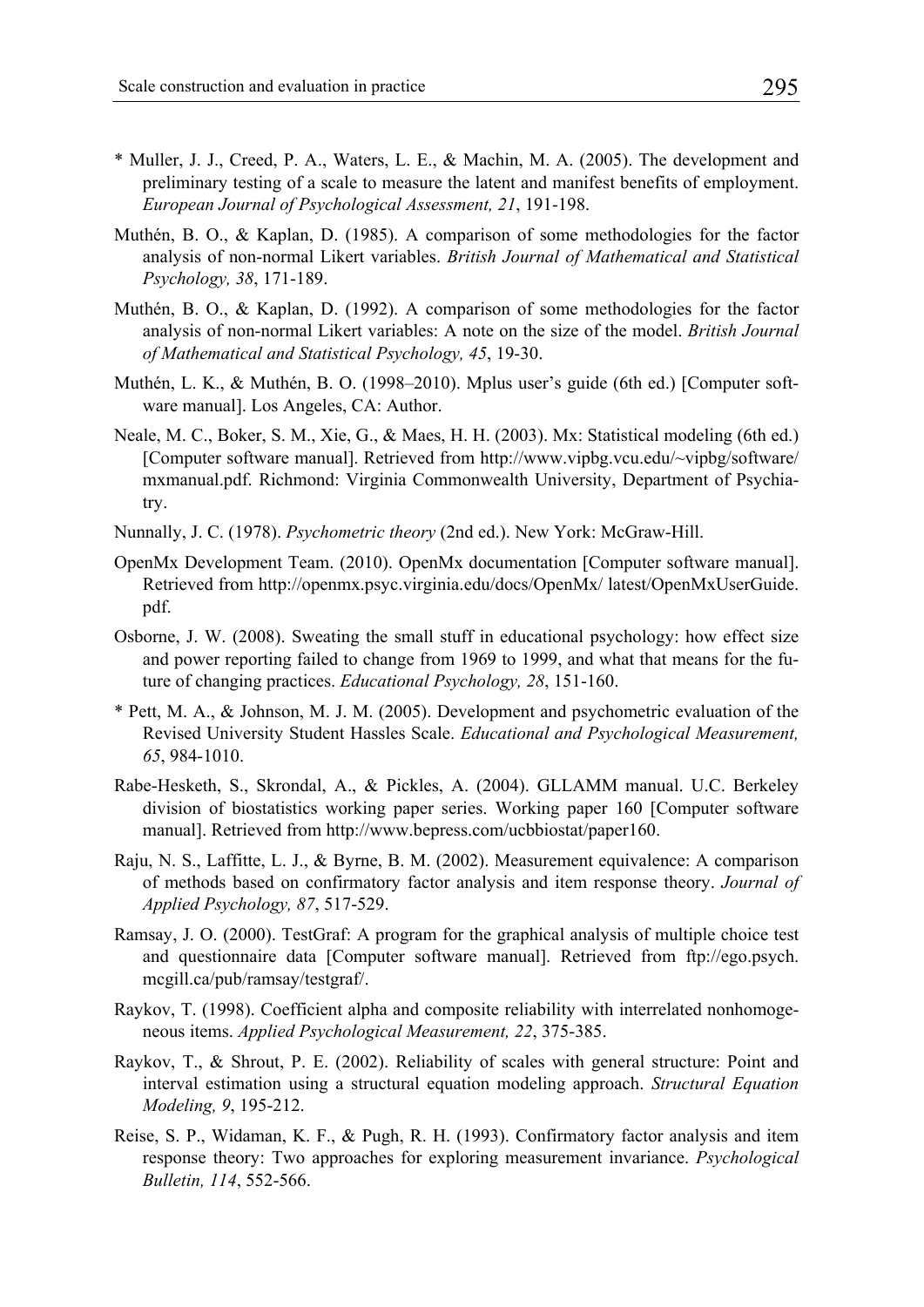\* Muller, J. J., Creed, P. A., Waters, L. E., & Machin, M. A. (2005). The development and preliminary testing of a scale to measure the latent and manifest benefits of employment. *European Journal of Psychological Assessment, 21*, 191-198.

Muthén, B. O., & Kaplan, D. (1985). A comparison of some methodologies for the factor analysis of non-normal Likert variables. *British Journal of Mathematical and Statistical Psychology, 38*, 171-189.

Muthén, B. O., & Kaplan, D. (1992). A comparison of some methodologies for the factor analysis of non-normal Likert variables: A note on the size of the model. *British Journal of Mathematical and Statistical Psychology, 45*, 19-30.

Muthén, L. K., & Muthén, B. O. (1998–2010). Mplus user's guide (6th ed.) [Computer software manual]. Los Angeles, CA: Author.

Neale, M. C., Boker, S. M., Xie, G., & Maes, H. H. (2003). Mx: Statistical modeling (6th ed.) [Computer software manual]. Retrieved from http://www.vipbg.vcu.edu/~vipbg/software/mxmanual.pdf. Richmond: Virginia Commonwealth University, Department of Psychiatry.

Nunnally, J. C. (1978). *Psychometric theory* (2nd ed.). New York: McGraw-Hill.

OpenMx Development Team. (2010). OpenMx documentation [Computer software manual]. Retrieved from http://openmx.psyc.virginia.edu/docs/OpenMx/ latest/OpenMxUserGuide.pdf.

Osborne, J. W. (2008). Sweating the small stuff in educational psychology: how effect size and power reporting failed to change from 1969 to 1999, and what that means for the future of changing practices. *Educational Psychology, 28*, 151-160.

\* Pett, M. A., & Johnson, M. J. M. (2005). Development and psychometric evaluation of the Revised University Student Hassles Scale. *Educational and Psychological Measurement, 65*, 984-1010.

Rabe-Hesketh, S., Skrondal, A., & Pickles, A. (2004). GLLAMM manual. U.C. Berkeley division of biostatistics working paper series. Working paper 160 [Computer software manual]. Retrieved from http://www.bepress.com/ucbbiostat/paper160.

Raju, N. S., Laffitte, L. J., & Byrne, B. M. (2002). Measurement equivalence: A comparison of methods based on confirmatory factor analysis and item response theory. *Journal of Applied Psychology, 87*, 517-529.

Ramsay, J. O. (2000). TestGraf: A program for the graphical analysis of multiple choice test and questionnaire data [Computer software manual]. Retrieved from ftp://ego.psych.mcgill.ca/pub/ramsay/testgraf/.

Raykov, T. (1998). Coefficient alpha and composite reliability with interrelated nonhomogeneous items. *Applied Psychological Measurement, 22*, 375-385.

Raykov, T., & Shrout, P. E. (2002). Reliability of scales with general structure: Point and interval estimation using a structural equation modeling approach. *Structural Equation Modeling, 9*, 195-212.

Reise, S. P., Widaman, K. F., & Pugh, R. H. (1993). Confirmatory factor analysis and item response theory: Two approaches for exploring measurement invariance. *Psychological Bulletin, 114*, 552-566.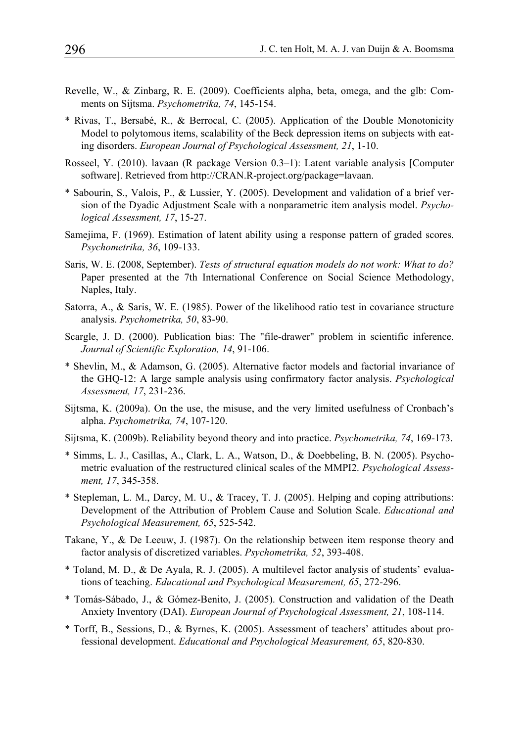Revelle, W., & Zinbarg, R. E. (2009). Coefficients alpha, beta, omega, and the glb: Comments on Sijtsma. *Psychometrika, 74*, 145-154.

* Rivas, T., Bersabé, R., & Berrocal, C. (2005). Application of the Double Monotonicity Model to polytomous items, scalability of the Beck depression items on subjects with eating disorders. *European Journal of Psychological Assessment, 21*, 1-10.

Rosseel, Y. (2010). lavaan (R package Version 0.3–1): Latent variable analysis [Computer software]. Retrieved from http://CRAN.R-project.org/package=lavaan.

* Sabourin, S., Valois, P., & Lussier, Y. (2005). Development and validation of a brief version of the Dyadic Adjustment Scale with a nonparametric item analysis model. *Psychological Assessment, 17*, 15-27.

Samejima, F. (1969). Estimation of latent ability using a response pattern of graded scores. *Psychometrika, 36*, 109-133.

Saris, W. E. (2008, September). *Tests of structural equation models do not work: What to do?* Paper presented at the 7th International Conference on Social Science Methodology, Naples, Italy.

Satorra, A., & Saris, W. E. (1985). Power of the likelihood ratio test in covariance structure analysis. *Psychometrika, 50*, 83-90.

Scargle, J. D. (2000). Publication bias: The "file-drawer" problem in scientific inference. *Journal of Scientific Exploration, 14*, 91-106.

* Shevlin, M., & Adamson, G. (2005). Alternative factor models and factorial invariance of the GHQ-12: A large sample analysis using confirmatory factor analysis. *Psychological Assessment, 17*, 231-236.

Sijtsma, K. (2009a). On the use, the misuse, and the very limited usefulness of Cronbach's alpha. *Psychometrika, 74*, 107-120.

Sijtsma, K. (2009b). Reliability beyond theory and into practice. *Psychometrika, 74*, 169-173.

* Simms, L. J., Casillas, A., Clark, L. A., Watson, D., & Doebbeling, B. N. (2005). Psychometric evaluation of the restructured clinical scales of the MMPI2. *Psychological Assessment, 17*, 345-358.

* Stepleman, L. M., Darcy, M. U., & Tracey, T. J. (2005). Helping and coping attributions: Development of the Attribution of Problem Cause and Solution Scale. *Educational and Psychological Measurement, 65*, 525-542.

Takane, Y., & De Leeuw, J. (1987). On the relationship between item response theory and factor analysis of discretized variables. *Psychometrika, 52*, 393-408.

* Toland, M. D., & De Ayala, R. J. (2005). A multilevel factor analysis of students' evaluations of teaching. *Educational and Psychological Measurement, 65*, 272-296.

* Tomás-Sábado, J., & Gómez-Benito, J. (2005). Construction and validation of the Death Anxiety Inventory (DAI). *European Journal of Psychological Assessment, 21*, 108-114.

* Torff, B., Sessions, D., & Byrnes, K. (2005). Assessment of teachers' attitudes about professional development. *Educational and Psychological Measurement, 65*, 820-830.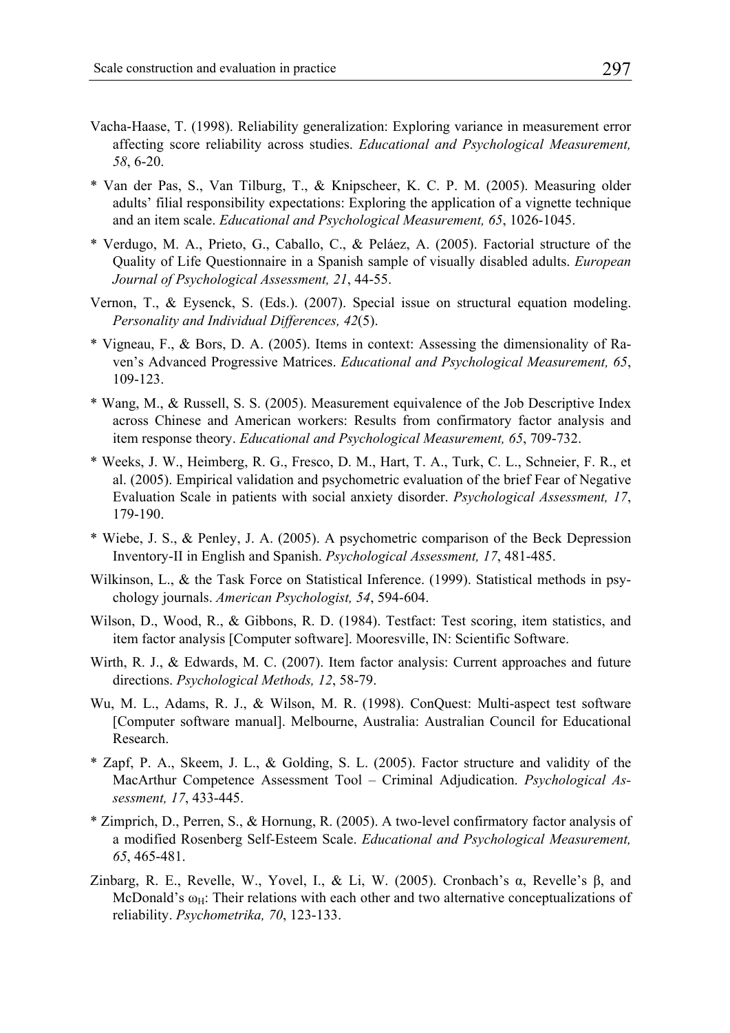Vacha-Haase, T. (1998). Reliability generalization: Exploring variance in measurement error affecting score reliability across studies. *Educational and Psychological Measurement, 58*, 6-20.

* Van der Pas, S., Van Tilburg, T., & Knipscheer, K. C. P. M. (2005). Measuring older adults' filial responsibility expectations: Exploring the application of a vignette technique and an item scale. *Educational and Psychological Measurement, 65*, 1026-1045.

* Verdugo, M. A., Prieto, G., Caballo, C., & Peláez, A. (2005). Factorial structure of the Quality of Life Questionnaire in a Spanish sample of visually disabled adults. *European Journal of Psychological Assessment, 21*, 44-55.

Vernon, T., & Eysenck, S. (Eds.). (2007). Special issue on structural equation modeling. *Personality and Individual Differences, 42*(5).

* Vigneau, F., & Bors, D. A. (2005). Items in context: Assessing the dimensionality of Raven's Advanced Progressive Matrices. *Educational and Psychological Measurement, 65*, 109-123.

* Wang, M., & Russell, S. S. (2005). Measurement equivalence of the Job Descriptive Index across Chinese and American workers: Results from confirmatory factor analysis and item response theory. *Educational and Psychological Measurement, 65*, 709-732.

* Weeks, J. W., Heimberg, R. G., Fresco, D. M., Hart, T. A., Turk, C. L., Schneier, F. R., et al. (2005). Empirical validation and psychometric evaluation of the brief Fear of Negative Evaluation Scale in patients with social anxiety disorder. *Psychological Assessment, 17*, 179-190.

* Wiebe, J. S., & Penley, J. A. (2005). A psychometric comparison of the Beck Depression Inventory-II in English and Spanish. *Psychological Assessment, 17*, 481-485.

Wilkinson, L., & the Task Force on Statistical Inference. (1999). Statistical methods in psychology journals. *American Psychologist, 54*, 594-604.

Wilson, D., Wood, R., & Gibbons, R. D. (1984). Testfact: Test scoring, item statistics, and item factor analysis [Computer software]. Mooresville, IN: Scientific Software.

Wirth, R. J., & Edwards, M. C. (2007). Item factor analysis: Current approaches and future directions. *Psychological Methods, 12*, 58-79.

Wu, M. L., Adams, R. J., & Wilson, M. R. (1998). ConQuest: Multi-aspect test software [Computer software manual]. Melbourne, Australia: Australian Council for Educational Research.

* Zapf, P. A., Skeem, J. L., & Golding, S. L. (2005). Factor structure and validity of the MacArthur Competence Assessment Tool – Criminal Adjudication. *Psychological Assessment, 17*, 433-445.

* Zimprich, D., Perren, S., & Hornung, R. (2005). A two-level confirmatory factor analysis of a modified Rosenberg Self-Esteem Scale. *Educational and Psychological Measurement, 65*, 465-481.

Zinbarg, R. E., Revelle, W., Yovel, I., & Li, W. (2005). Cronbach's $\alpha$, Revelle's $\beta$, and McDonald's $\omega_H$: Their relations with each other and two alternative conceptualizations of reliability. *Psychometrika, 70*, 123-133.